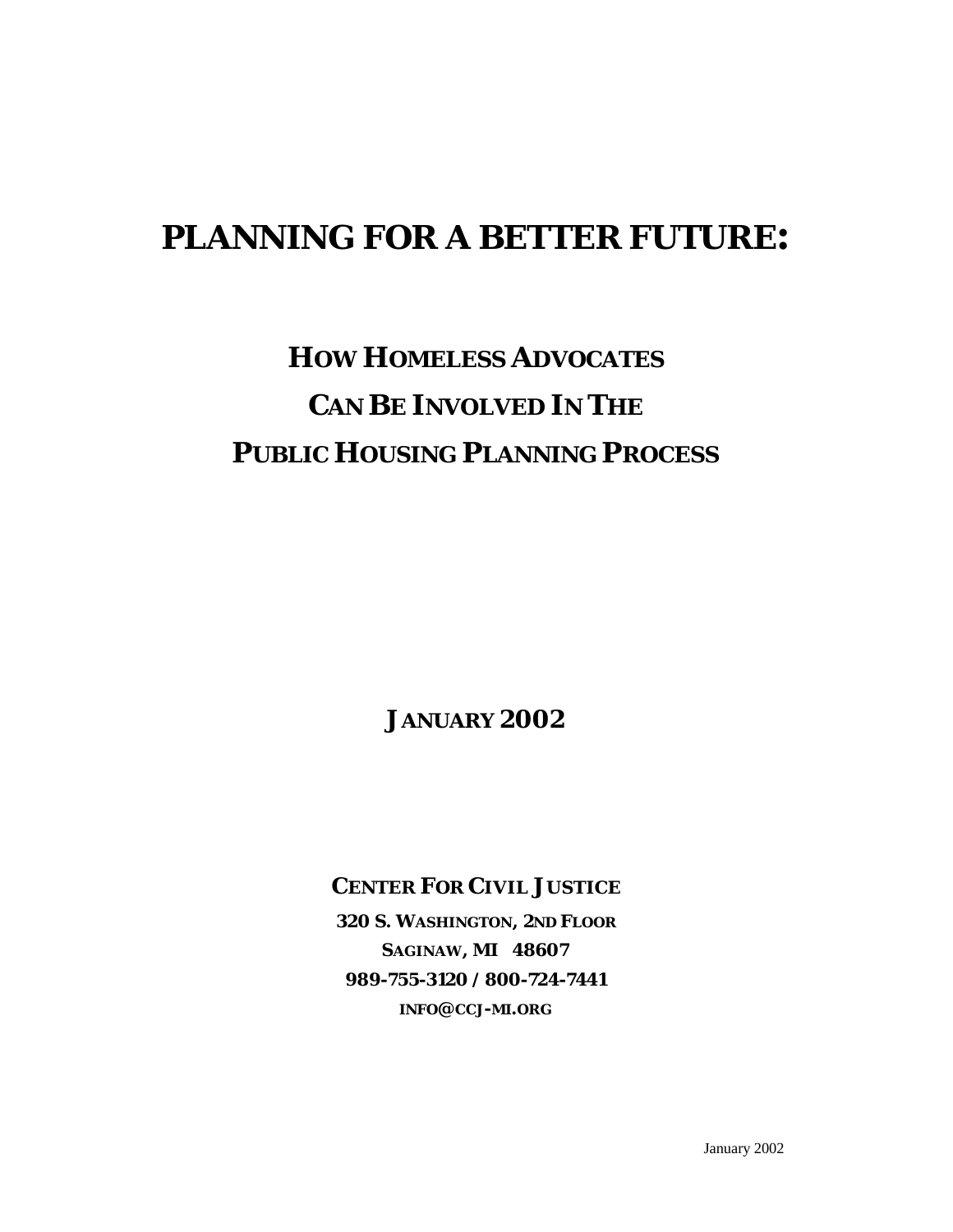# PLANNING FOR A BETTER FUTURE:

## HOW HOMELESS ADVOCATES CAN BE INVOLVED IN THE PUBLIC HOUSING PLANNING PROCESS

**JANUARY 2002**

**CENTER FOR CIVIL JUSTICE**

**320 S. WASHINGTON, 2ND FLOOR**
**SAGINAW, MI 48607**
**989-755-3120 / 800-724-7441**
**INFO@CCJ-MI.ORG**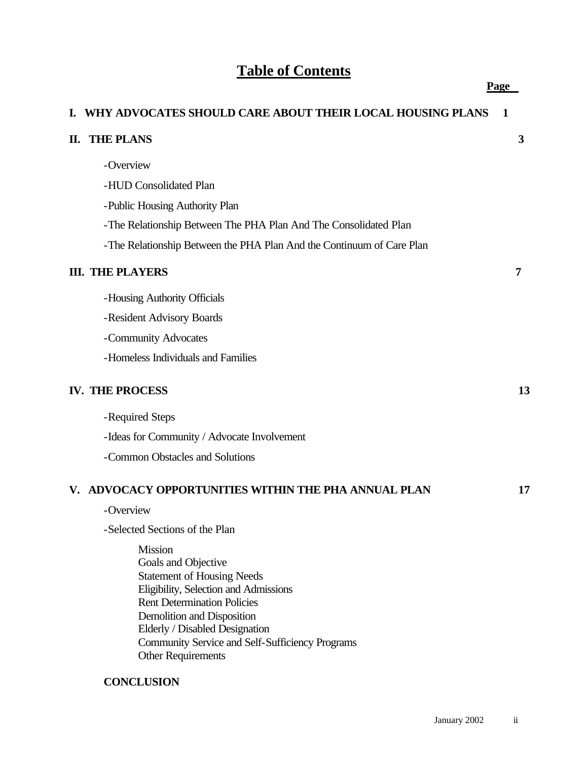# Table of Contents

| | Page |
|---|---|
| **I. WHY ADVOCATES SHOULD CARE ABOUT THEIR LOCAL HOUSING PLANS** | **1** |
| **II. THE PLANS** | **3** |
| -Overview | |
| -HUD Consolidated Plan | |
| -Public Housing Authority Plan | |
| -The Relationship Between The PHA Plan And The Consolidated Plan | |
| -The Relationship Between the PHA Plan And the Continuum of Care Plan | |
| **III. THE PLAYERS** | **7** |
| -Housing Authority Officials | |
| -Resident Advisory Boards | |
| -Community Advocates | |
| -Homeless Individuals and Families | |
| **IV. THE PROCESS** | **13** |
| -Required Steps | |
| -Ideas for Community / Advocate Involvement | |
| -Common Obstacles and Solutions | |
| **V. ADVOCACY OPPORTUNITIES WITHIN THE PHA ANNUAL PLAN** | **17** |
| -Overview | |
| -Selected Sections of the Plan | |
| Mission | |
| Goals and Objective | |
| Statement of Housing Needs | |
| Eligibility, Selection and Admissions | |
| Rent Determination Policies | |
| Demolition and Disposition | |
| Elderly / Disabled Designation | |
| Community Service and Self-Sufficiency Programs | |
| Other Requirements | |
| **CONCLUSION** | |

January 2002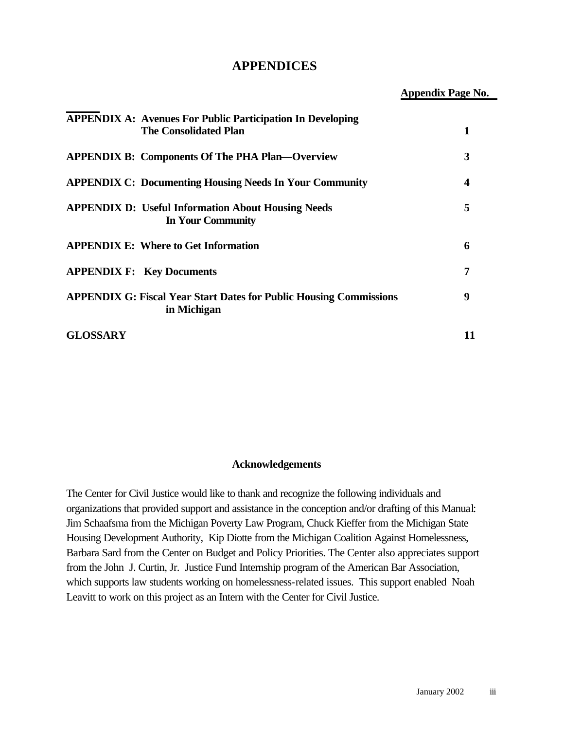# APPENDICES

| | Appendix Page No. |
|---|---|
| **APPENDIX A: Avenues For Public Participation In Developing The Consolidated Plan** | **1** |
| **APPENDIX B: Components Of The PHA Plan—Overview** | **3** |
| **APPENDIX C: Documenting Housing Needs In Your Community** | **4** |
| **APPENDIX D: Useful Information About Housing Needs In Your Community** | **5** |
| **APPENDIX E: Where to Get Information** | **6** |
| **APPENDIX F: Key Documents** | **7** |
| **APPENDIX G: Fiscal Year Start Dates for Public Housing Commissions in Michigan** | **9** |
| **GLOSSARY** | **11** |

### Acknowledgements

The Center for Civil Justice would like to thank and recognize the following individuals and organizations that provided support and assistance in the conception and/or drafting of this Manual: Jim Schaafsma from the Michigan Poverty Law Program, Chuck Kieffer from the Michigan State Housing Development Authority, Kip Diotte from the Michigan Coalition Against Homelessness, Barbara Sard from the Center on Budget and Policy Priorities. The Center also appreciates support from the John J. Curtin, Jr. Justice Fund Internship program of the American Bar Association, which supports law students working on homelessness-related issues. This support enabled Noah Leavitt to work on this project as an Intern with the Center for Civil Justice.

January 2002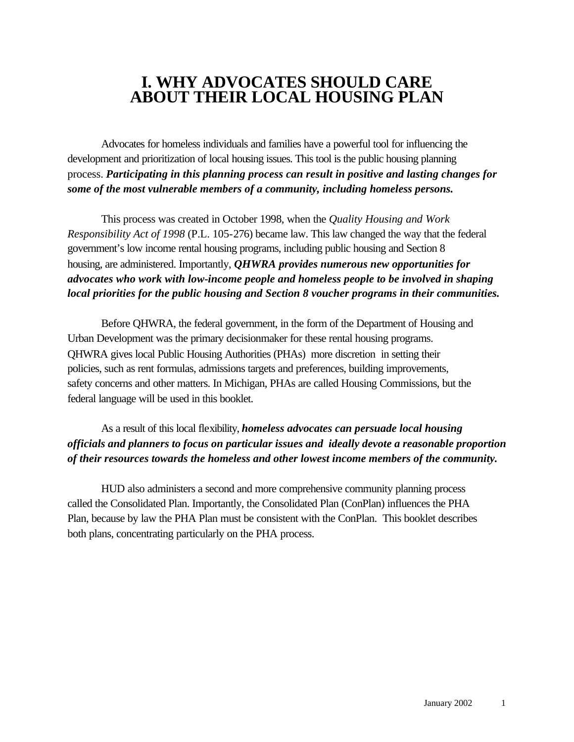# I. WHY ADVOCATES SHOULD CARE ABOUT THEIR LOCAL HOUSING PLAN

Advocates for homeless individuals and families have a powerful tool for influencing the development and prioritization of local housing issues. This tool is the public housing planning process. ***Participating in this planning process can result in positive and lasting changes for some of the most vulnerable members of a community, including homeless persons.***

This process was created in October 1998, when the *Quality Housing and Work Responsibility Act of 1998* (P.L. 105-276) became law. This law changed the way that the federal government's low income rental housing programs, including public housing and Section 8 housing, are administered. Importantly, ***QHWRA provides numerous new opportunities for advocates who work with low-income people and homeless people to be involved in shaping local priorities for the public housing and Section 8 voucher programs in their communities.***

Before QHWRA, the federal government, in the form of the Department of Housing and Urban Development was the primary decisionmaker for these rental housing programs. QHWRA gives local Public Housing Authorities (PHAs) more discretion in setting their policies, such as rent formulas, admissions targets and preferences, building improvements, safety concerns and other matters. In Michigan, PHAs are called Housing Commissions, but the federal language will be used in this booklet.

As a result of this local flexibility, ***homeless advocates can persuade local housing officials and planners to focus on particular issues and ideally devote a reasonable proportion of their resources towards the homeless and other lowest income members of the community.***

HUD also administers a second and more comprehensive community planning process called the Consolidated Plan. Importantly, the Consolidated Plan (ConPlan) influences the PHA Plan, because by law the PHA Plan must be consistent with the ConPlan. This booklet describes both plans, concentrating particularly on the PHA process.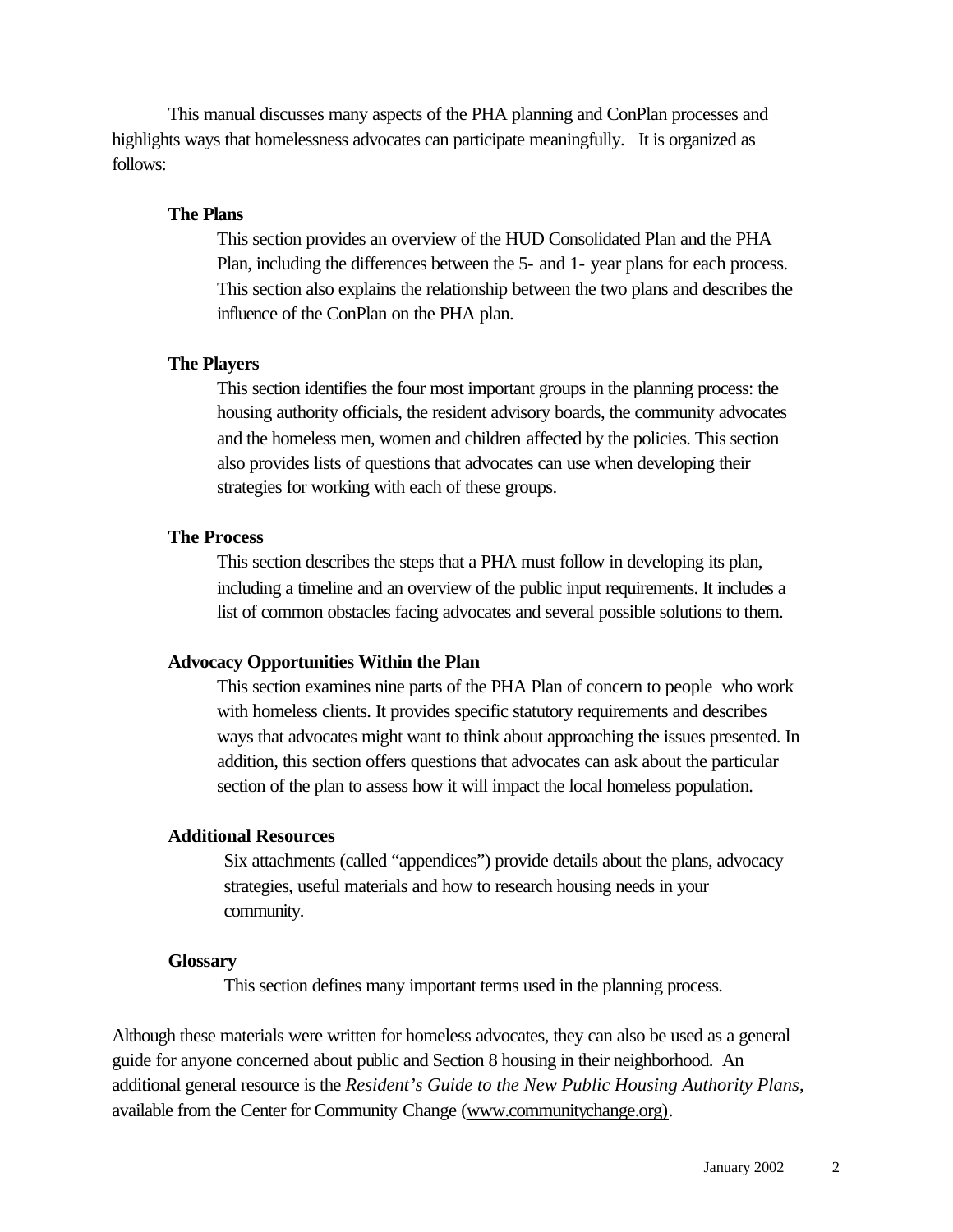This manual discusses many aspects of the PHA planning and ConPlan processes and highlights ways that homelessness advocates can participate meaningfully. It is organized as follows:

**The Plans**

This section provides an overview of the HUD Consolidated Plan and the PHA Plan, including the differences between the 5- and 1- year plans for each process. This section also explains the relationship between the two plans and describes the influence of the ConPlan on the PHA plan.

**The Players**

This section identifies the four most important groups in the planning process: the housing authority officials, the resident advisory boards, the community advocates and the homeless men, women and children affected by the policies. This section also provides lists of questions that advocates can use when developing their strategies for working with each of these groups.

**The Process**

This section describes the steps that a PHA must follow in developing its plan, including a timeline and an overview of the public input requirements. It includes a list of common obstacles facing advocates and several possible solutions to them.

**Advocacy Opportunities Within the Plan**

This section examines nine parts of the PHA Plan of concern to people who work with homeless clients. It provides specific statutory requirements and describes ways that advocates might want to think about approaching the issues presented. In addition, this section offers questions that advocates can ask about the particular section of the plan to assess how it will impact the local homeless population.

**Additional Resources**

Six attachments (called "appendices") provide details about the plans, advocacy strategies, useful materials and how to research housing needs in your community.

**Glossary**

This section defines many important terms used in the planning process.

Although these materials were written for homeless advocates, they can also be used as a general guide for anyone concerned about public and Section 8 housing in their neighborhood. An additional general resource is the *Resident's Guide to the New Public Housing Authority Plans*, available from the Center for Community Change (www.communitychange.org).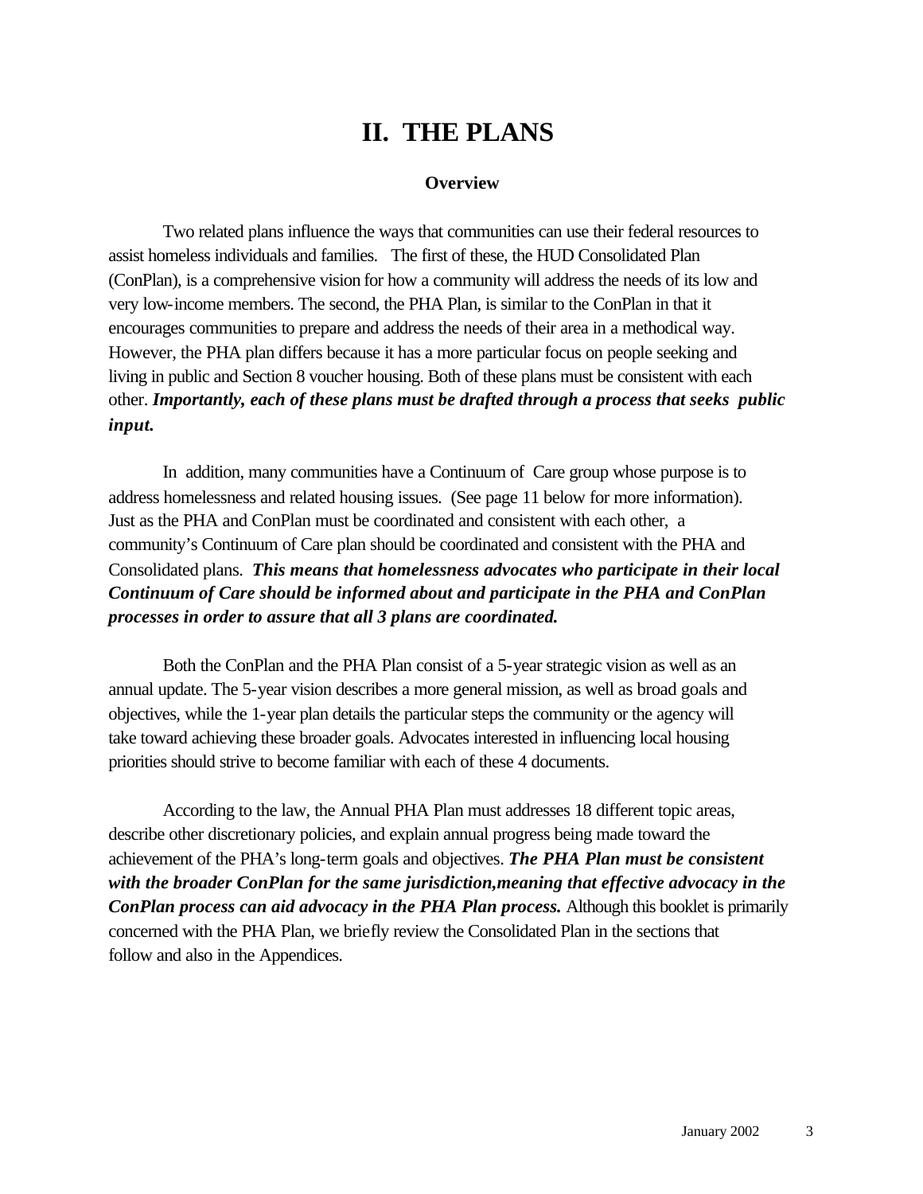# II. THE PLANS

### Overview

Two related plans influence the ways that communities can use their federal resources to assist homeless individuals and families. The first of these, the HUD Consolidated Plan (ConPlan), is a comprehensive vision for how a community will address the needs of its low and very low-income members. The second, the PHA Plan, is similar to the ConPlan in that it encourages communities to prepare and address the needs of their area in a methodical way. However, the PHA plan differs because it has a more particular focus on people seeking and living in public and Section 8 voucher housing. Both of these plans must be consistent with each other. ***Importantly, each of these plans must be drafted through a process that seeks public input.***

In addition, many communities have a Continuum of Care group whose purpose is to address homelessness and related housing issues. (See page 11 below for more information). Just as the PHA and ConPlan must be coordinated and consistent with each other, a community's Continuum of Care plan should be coordinated and consistent with the PHA and Consolidated plans. ***This means that homelessness advocates who participate in their local Continuum of Care should be informed about and participate in the PHA and ConPlan processes in order to assure that all 3 plans are coordinated.***

Both the ConPlan and the PHA Plan consist of a 5-year strategic vision as well as an annual update. The 5-year vision describes a more general mission, as well as broad goals and objectives, while the 1-year plan details the particular steps the community or the agency will take toward achieving these broader goals. Advocates interested in influencing local housing priorities should strive to become familiar with each of these 4 documents.

According to the law, the Annual PHA Plan must addresses 18 different topic areas, describe other discretionary policies, and explain annual progress being made toward the achievement of the PHA's long-term goals and objectives. ***The PHA Plan must be consistent with the broader ConPlan for the same jurisdiction,meaning that effective advocacy in the ConPlan process can aid advocacy in the PHA Plan process.*** Although this booklet is primarily concerned with the PHA Plan, we briefly review the Consolidated Plan in the sections that follow and also in the Appendices.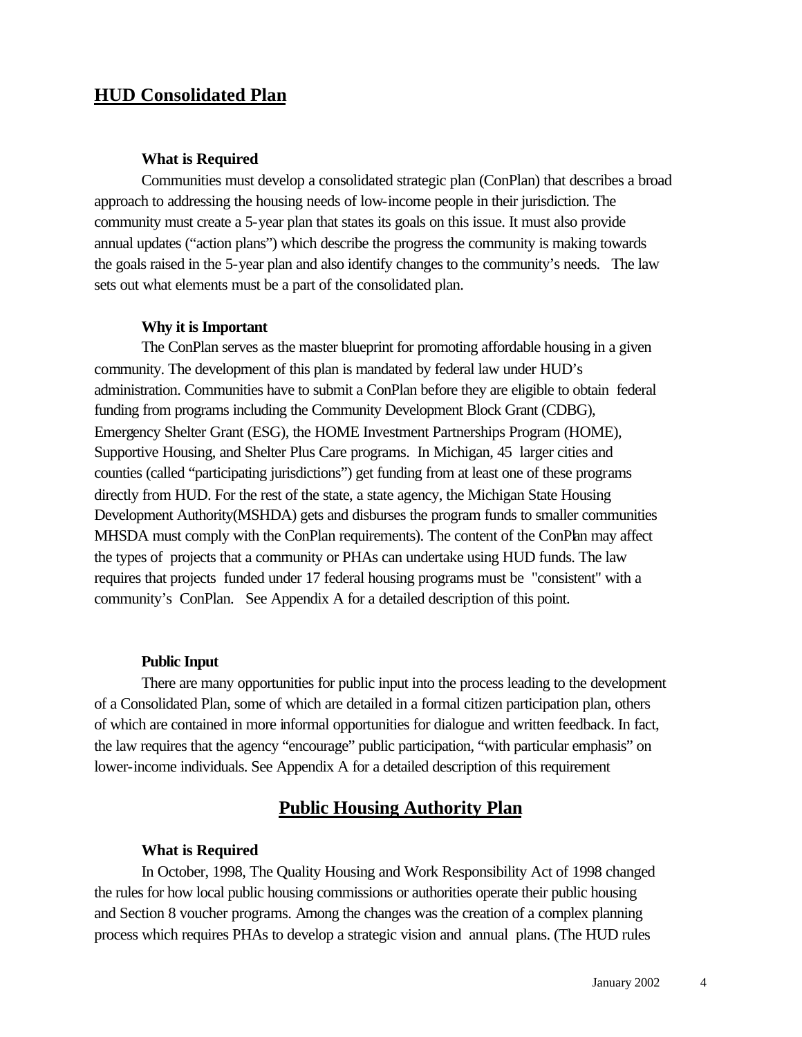## HUD Consolidated Plan

### What is Required

Communities must develop a consolidated strategic plan (ConPlan) that describes a broad approach to addressing the housing needs of low-income people in their jurisdiction. The community must create a 5-year plan that states its goals on this issue. It must also provide annual updates ("action plans") which describe the progress the community is making towards the goals raised in the 5-year plan and also identify changes to the community's needs. The law sets out what elements must be a part of the consolidated plan.

### Why it is Important

The ConPlan serves as the master blueprint for promoting affordable housing in a given community. The development of this plan is mandated by federal law under HUD's administration. Communities have to submit a ConPlan before they are eligible to obtain federal funding from programs including the Community Development Block Grant (CDBG), Emergency Shelter Grant (ESG), the HOME Investment Partnerships Program (HOME), Supportive Housing, and Shelter Plus Care programs. In Michigan, 45 larger cities and counties (called "participating jurisdictions") get funding from at least one of these programs directly from HUD. For the rest of the state, a state agency, the Michigan State Housing Development Authority(MSHDA) gets and disburses the program funds to smaller communities MHSDA must comply with the ConPlan requirements). The content of the ConPlan may affect the types of projects that a community or PHAs can undertake using HUD funds. The law requires that projects funded under 17 federal housing programs must be "consistent" with a community's ConPlan. See Appendix A for a detailed description of this point.

### Public Input

There are many opportunities for public input into the process leading to the development of a Consolidated Plan, some of which are detailed in a formal citizen participation plan, others of which are contained in more informal opportunities for dialogue and written feedback. In fact, the law requires that the agency "encourage" public participation, "with particular emphasis" on lower-income individuals. See Appendix A for a detailed description of this requirement

## Public Housing Authority Plan

### What is Required

In October, 1998, The Quality Housing and Work Responsibility Act of 1998 changed the rules for how local public housing commissions or authorities operate their public housing and Section 8 voucher programs. Among the changes was the creation of a complex planning process which requires PHAs to develop a strategic vision and annual plans. (The HUD rules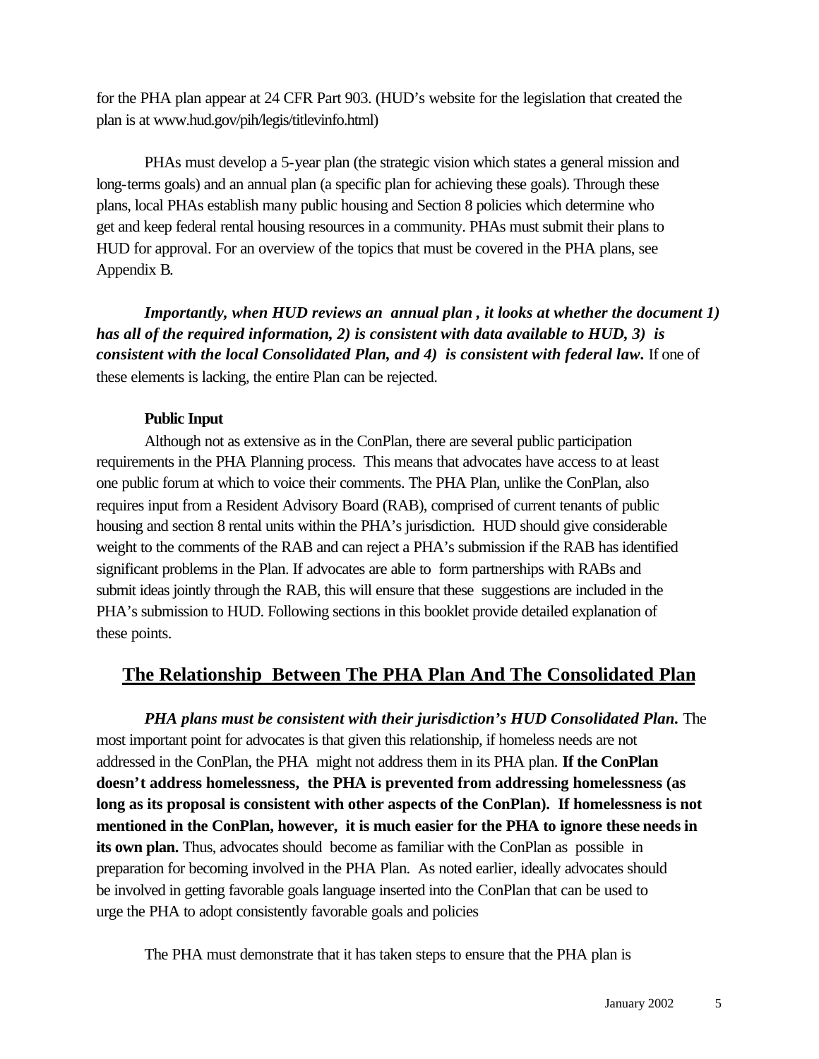for the PHA plan appear at 24 CFR Part 903. (HUD's website for the legislation that created the plan is at www.hud.gov/pih/legis/titlevinfo.html)

PHAs must develop a 5-year plan (the strategic vision which states a general mission and long-terms goals) and an annual plan (a specific plan for achieving these goals). Through these plans, local PHAs establish many public housing and Section 8 policies which determine who get and keep federal rental housing resources in a community. PHAs must submit their plans to HUD for approval. For an overview of the topics that must be covered in the PHA plans, see Appendix B.

***Importantly, when HUD reviews an annual plan , it looks at whether the document 1) has all of the required information, 2) is consistent with data available to HUD, 3) is consistent with the local Consolidated Plan, and 4) is consistent with federal law.*** If one of these elements is lacking, the entire Plan can be rejected.

**Public Input**

Although not as extensive as in the ConPlan, there are several public participation requirements in the PHA Planning process. This means that advocates have access to at least one public forum at which to voice their comments. The PHA Plan, unlike the ConPlan, also requires input from a Resident Advisory Board (RAB), comprised of current tenants of public housing and section 8 rental units within the PHA's jurisdiction. HUD should give considerable weight to the comments of the RAB and can reject a PHA's submission if the RAB has identified significant problems in the Plan. If advocates are able to form partnerships with RABs and submit ideas jointly through the RAB, this will ensure that these suggestions are included in the PHA's submission to HUD. Following sections in this booklet provide detailed explanation of these points.

## The Relationship Between The PHA Plan And The Consolidated Plan

***PHA plans must be consistent with their jurisdiction's HUD Consolidated Plan.*** The most important point for advocates is that given this relationship, if homeless needs are not addressed in the ConPlan, the PHA might not address them in its PHA plan. **If the ConPlan doesn't address homelessness, the PHA is prevented from addressing homelessness (as long as its proposal is consistent with other aspects of the ConPlan). If homelessness is not mentioned in the ConPlan, however, it is much easier for the PHA to ignore these needs in its own plan.** Thus, advocates should become as familiar with the ConPlan as possible in preparation for becoming involved in the PHA Plan. As noted earlier, ideally advocates should be involved in getting favorable goals language inserted into the ConPlan that can be used to urge the PHA to adopt consistently favorable goals and policies

The PHA must demonstrate that it has taken steps to ensure that the PHA plan is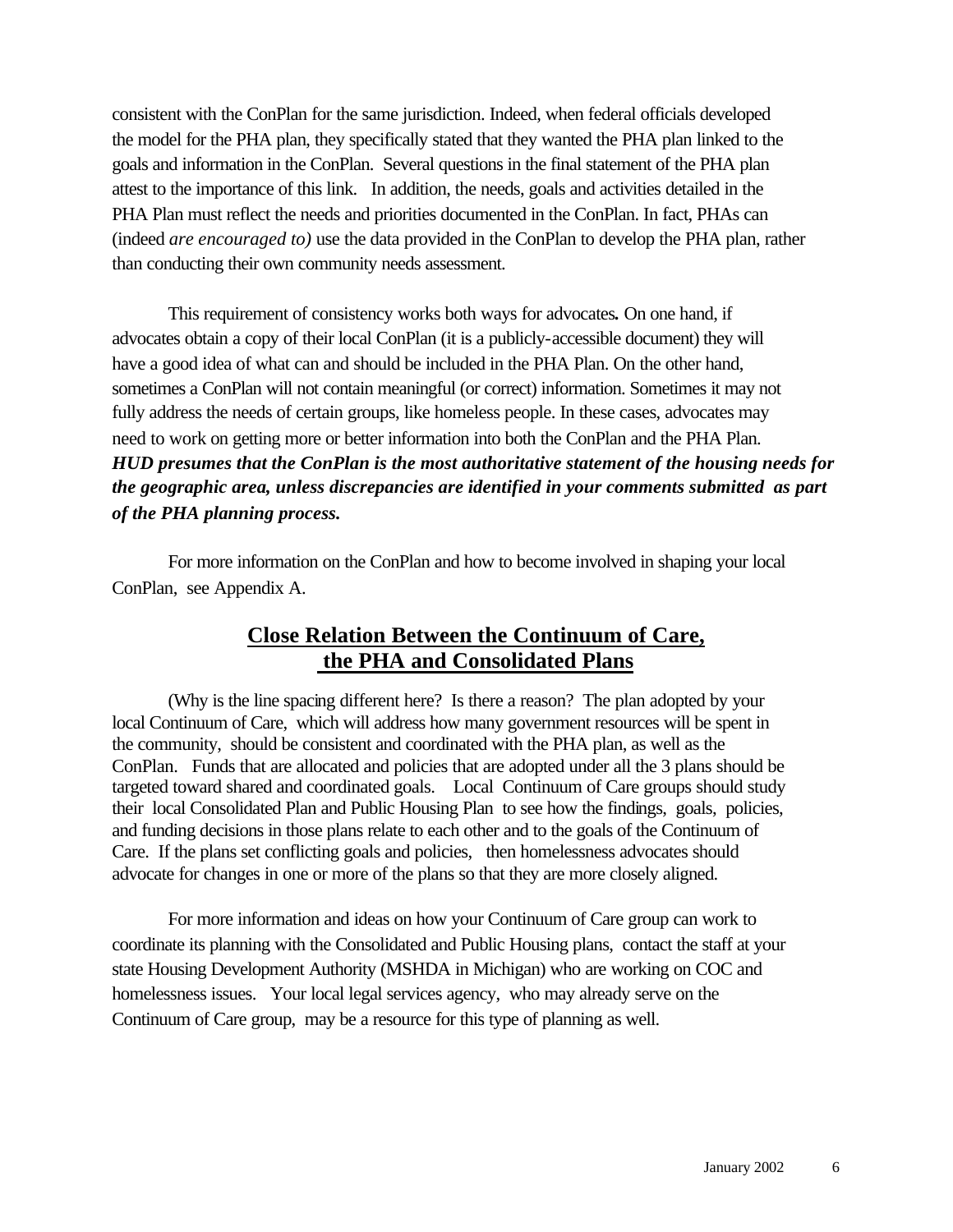consistent with the ConPlan for the same jurisdiction. Indeed, when federal officials developed the model for the PHA plan, they specifically stated that they wanted the PHA plan linked to the goals and information in the ConPlan. Several questions in the final statement of the PHA plan attest to the importance of this link. In addition, the needs, goals and activities detailed in the PHA Plan must reflect the needs and priorities documented in the ConPlan. In fact, PHAs can (indeed *are encouraged to)* use the data provided in the ConPlan to develop the PHA plan, rather than conducting their own community needs assessment.

This requirement of consistency works both ways for advocates**.** On one hand, if advocates obtain a copy of their local ConPlan (it is a publicly-accessible document) they will have a good idea of what can and should be included in the PHA Plan. On the other hand, sometimes a ConPlan will not contain meaningful (or correct) information. Sometimes it may not fully address the needs of certain groups, like homeless people. In these cases, advocates may need to work on getting more or better information into both the ConPlan and the PHA Plan. ***HUD presumes that the ConPlan is the most authoritative statement of the housing needs for the geographic area, unless discrepancies are identified in your comments submitted as part of the PHA planning process.***

For more information on the ConPlan and how to become involved in shaping your local ConPlan, see Appendix A.

## Close Relation Between the Continuum of Care, the PHA and Consolidated Plans

(Why is the line spacing different here? Is there a reason? The plan adopted by your local Continuum of Care, which will address how many government resources will be spent in the community, should be consistent and coordinated with the PHA plan, as well as the ConPlan. Funds that are allocated and policies that are adopted under all the 3 plans should be targeted toward shared and coordinated goals. Local Continuum of Care groups should study their local Consolidated Plan and Public Housing Plan to see how the findings, goals, policies, and funding decisions in those plans relate to each other and to the goals of the Continuum of Care. If the plans set conflicting goals and policies, then homelessness advocates should advocate for changes in one or more of the plans so that they are more closely aligned.

For more information and ideas on how your Continuum of Care group can work to coordinate its planning with the Consolidated and Public Housing plans, contact the staff at your state Housing Development Authority (MSHDA in Michigan) who are working on COC and homelessness issues. Your local legal services agency, who may already serve on the Continuum of Care group, may be a resource for this type of planning as well.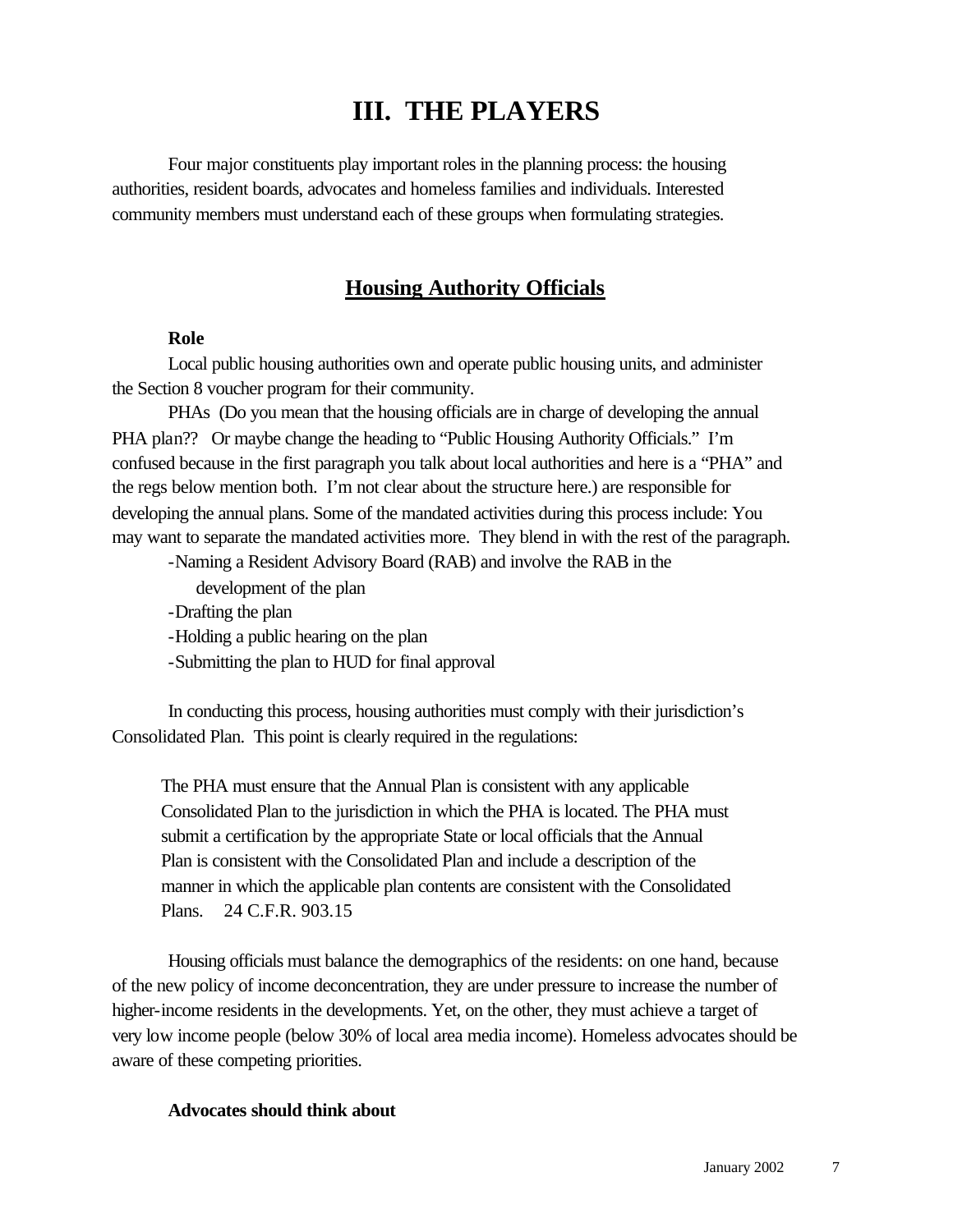# III. THE PLAYERS

Four major constituents play important roles in the planning process: the housing authorities, resident boards, advocates and homeless families and individuals. Interested community members must understand each of these groups when formulating strategies.

## Housing Authority Officials

**Role**

Local public housing authorities own and operate public housing units, and administer the Section 8 voucher program for their community.

PHAs (Do you mean that the housing officials are in charge of developing the annual PHA plan?? Or maybe change the heading to "Public Housing Authority Officials." I'm confused because in the first paragraph you talk about local authorities and here is a "PHA" and the regs below mention both. I'm not clear about the structure here.) are responsible for developing the annual plans. Some of the mandated activities during this process include: You may want to separate the mandated activities more. They blend in with the rest of the paragraph.

- Naming a Resident Advisory Board (RAB) and involve the RAB in the development of the plan
- Drafting the plan
- Holding a public hearing on the plan
- Submitting the plan to HUD for final approval

In conducting this process, housing authorities must comply with their jurisdiction's Consolidated Plan. This point is clearly required in the regulations:

> The PHA must ensure that the Annual Plan is consistent with any applicable Consolidated Plan to the jurisdiction in which the PHA is located. The PHA must submit a certification by the appropriate State or local officials that the Annual Plan is consistent with the Consolidated Plan and include a description of the manner in which the applicable plan contents are consistent with the Consolidated Plans. 24 C.F.R. 903.15

Housing officials must balance the demographics of the residents: on one hand, because of the new policy of income deconcentration, they are under pressure to increase the number of higher-income residents in the developments. Yet, on the other, they must achieve a target of very low income people (below 30% of local area media income). Homeless advocates should be aware of these competing priorities.

**Advocates should think about**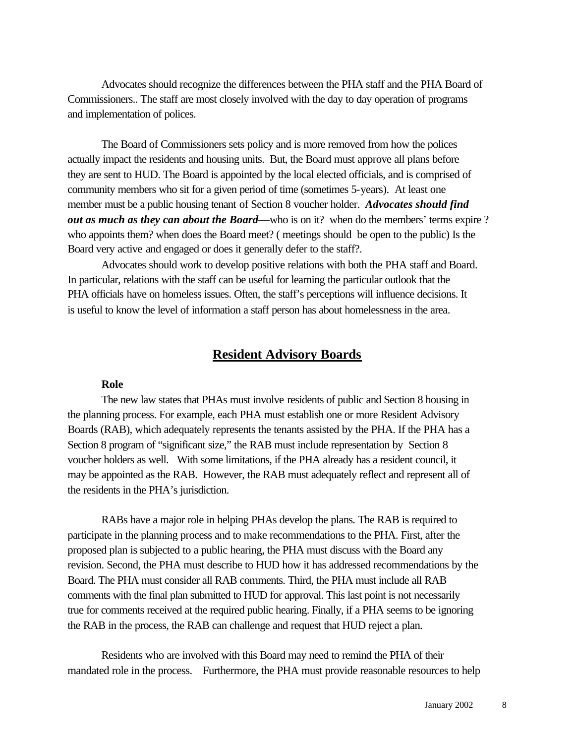Advocates should recognize the differences between the PHA staff and the PHA Board of Commissioners.. The staff are most closely involved with the day to day operation of programs and implementation of polices.

The Board of Commissioners sets policy and is more removed from how the polices actually impact the residents and housing units. But, the Board must approve all plans before they are sent to HUD. The Board is appointed by the local elected officials, and is comprised of community members who sit for a given period of time (sometimes 5-years). At least one member must be a public housing tenant of Section 8 voucher holder. ***Advocates should find out as much as they can about the Board***—who is on it? when do the members' terms expire ? who appoints them? when does the Board meet? ( meetings should be open to the public) Is the Board very active and engaged or does it generally defer to the staff?.

Advocates should work to develop positive relations with both the PHA staff and Board. In particular, relations with the staff can be useful for learning the particular outlook that the PHA officials have on homeless issues. Often, the staff's perceptions will influence decisions. It is useful to know the level of information a staff person has about homelessness in the area.

## Resident Advisory Boards

**Role**

The new law states that PHAs must involve residents of public and Section 8 housing in the planning process. For example, each PHA must establish one or more Resident Advisory Boards (RAB), which adequately represents the tenants assisted by the PHA. If the PHA has a Section 8 program of "significant size," the RAB must include representation by Section 8 voucher holders as well. With some limitations, if the PHA already has a resident council, it may be appointed as the RAB. However, the RAB must adequately reflect and represent all of the residents in the PHA's jurisdiction.

RABs have a major role in helping PHAs develop the plans. The RAB is required to participate in the planning process and to make recommendations to the PHA. First, after the proposed plan is subjected to a public hearing, the PHA must discuss with the Board any revision. Second, the PHA must describe to HUD how it has addressed recommendations by the Board. The PHA must consider all RAB comments. Third, the PHA must include all RAB comments with the final plan submitted to HUD for approval. This last point is not necessarily true for comments received at the required public hearing. Finally, if a PHA seems to be ignoring the RAB in the process, the RAB can challenge and request that HUD reject a plan.

Residents who are involved with this Board may need to remind the PHA of their mandated role in the process. Furthermore, the PHA must provide reasonable resources to help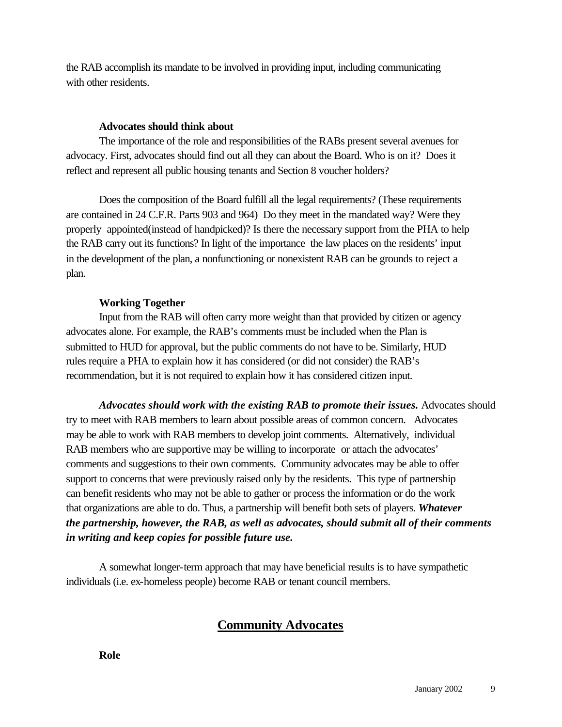the RAB accomplish its mandate to be involved in providing input, including communicating with other residents.

**Advocates should think about**

The importance of the role and responsibilities of the RABs present several avenues for advocacy. First, advocates should find out all they can about the Board. Who is on it? Does it reflect and represent all public housing tenants and Section 8 voucher holders?

Does the composition of the Board fulfill all the legal requirements? (These requirements are contained in 24 C.F.R. Parts 903 and 964) Do they meet in the mandated way? Were they properly appointed(instead of handpicked)? Is there the necessary support from the PHA to help the RAB carry out its functions? In light of the importance the law places on the residents' input in the development of the plan, a nonfunctioning or nonexistent RAB can be grounds to reject a plan.

**Working Together**

Input from the RAB will often carry more weight than that provided by citizen or agency advocates alone. For example, the RAB's comments must be included when the Plan is submitted to HUD for approval, but the public comments do not have to be. Similarly, HUD rules require a PHA to explain how it has considered (or did not consider) the RAB's recommendation, but it is not required to explain how it has considered citizen input.

***Advocates should work with the existing RAB to promote their issues.*** Advocates should try to meet with RAB members to learn about possible areas of common concern. Advocates may be able to work with RAB members to develop joint comments. Alternatively, individual RAB members who are supportive may be willing to incorporate or attach the advocates' comments and suggestions to their own comments. Community advocates may be able to offer support to concerns that were previously raised only by the residents. This type of partnership can benefit residents who may not be able to gather or process the information or do the work that organizations are able to do. Thus, a partnership will benefit both sets of players. ***Whatever the partnership, however, the RAB, as well as advocates, should submit all of their comments in writing and keep copies for possible future use.***

A somewhat longer-term approach that may have beneficial results is to have sympathetic individuals (i.e. ex-homeless people) become RAB or tenant council members.

## Community Advocates

**Role**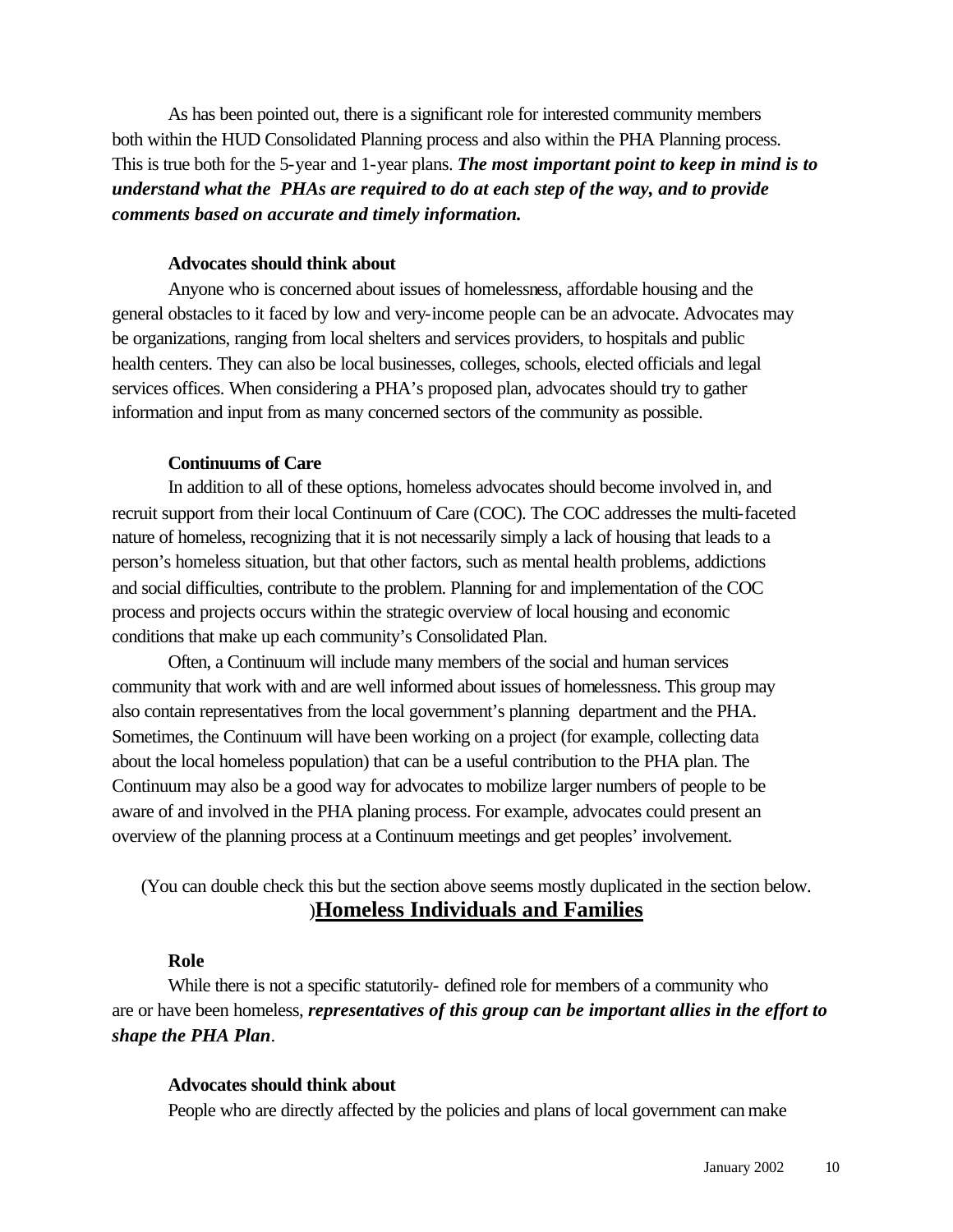As has been pointed out, there is a significant role for interested community members both within the HUD Consolidated Planning process and also within the PHA Planning process. This is true both for the 5-year and 1-year plans. ***The most important point to keep in mind is to understand what the PHAs are required to do at each step of the way, and to provide comments based on accurate and timely information.***

**Advocates should think about**

Anyone who is concerned about issues of homelessness, affordable housing and the general obstacles to it faced by low and very-income people can be an advocate. Advocates may be organizations, ranging from local shelters and services providers, to hospitals and public health centers. They can also be local businesses, colleges, schools, elected officials and legal services offices. When considering a PHA's proposed plan, advocates should try to gather information and input from as many concerned sectors of the community as possible.

**Continuums of Care**

In addition to all of these options, homeless advocates should become involved in, and recruit support from their local Continuum of Care (COC). The COC addresses the multi-faceted nature of homeless, recognizing that it is not necessarily simply a lack of housing that leads to a person's homeless situation, but that other factors, such as mental health problems, addictions and social difficulties, contribute to the problem. Planning for and implementation of the COC process and projects occurs within the strategic overview of local housing and economic conditions that make up each community's Consolidated Plan.

Often, a Continuum will include many members of the social and human services community that work with and are well informed about issues of homelessness. This group may also contain representatives from the local government's planning department and the PHA. Sometimes, the Continuum will have been working on a project (for example, collecting data about the local homeless population) that can be a useful contribution to the PHA plan. The Continuum may also be a good way for advocates to mobilize larger numbers of people to be aware of and involved in the PHA planing process. For example, advocates could present an overview of the planning process at a Continuum meetings and get peoples' involvement.

(You can double check this but the section above seems mostly duplicated in the section below.
)

## Homeless Individuals and Families

**Role**

While there is not a specific statutorily- defined role for members of a community who are or have been homeless, ***representatives of this group can be important allies in the effort to shape the PHA Plan***.

**Advocates should think about**

People who are directly affected by the policies and plans of local government can make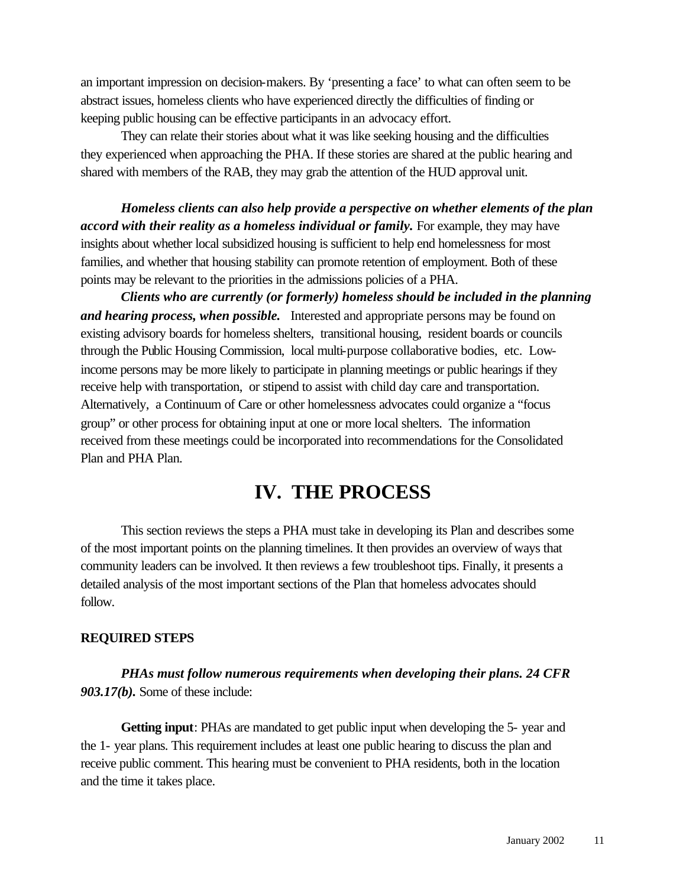an important impression on decision-makers. By 'presenting a face' to what can often seem to be abstract issues, homeless clients who have experienced directly the difficulties of finding or keeping public housing can be effective participants in an advocacy effort.

They can relate their stories about what it was like seeking housing and the difficulties they experienced when approaching the PHA. If these stories are shared at the public hearing and shared with members of the RAB, they may grab the attention of the HUD approval unit.

***Homeless clients can also help provide a perspective on whether elements of the plan accord with their reality as a homeless individual or family.*** For example, they may have insights about whether local subsidized housing is sufficient to help end homelessness for most families, and whether that housing stability can promote retention of employment. Both of these points may be relevant to the priorities in the admissions policies of a PHA.

***Clients who are currently (or formerly) homeless should be included in the planning and hearing process, when possible.*** Interested and appropriate persons may be found on existing advisory boards for homeless shelters, transitional housing, resident boards or councils through the Public Housing Commission, local multi-purpose collaborative bodies, etc. Low-income persons may be more likely to participate in planning meetings or public hearings if they receive help with transportation, or stipend to assist with child day care and transportation. Alternatively, a Continuum of Care or other homelessness advocates could organize a "focus group" or other process for obtaining input at one or more local shelters. The information received from these meetings could be incorporated into recommendations for the Consolidated Plan and PHA Plan.

# IV. THE PROCESS

This section reviews the steps a PHA must take in developing its Plan and describes some of the most important points on the planning timelines. It then provides an overview of ways that community leaders can be involved. It then reviews a few troubleshoot tips. Finally, it presents a detailed analysis of the most important sections of the Plan that homeless advocates should follow.

**REQUIRED STEPS**

***PHAs must follow numerous requirements when developing their plans. 24 CFR 903.17(b).*** Some of these include:

**Getting input**: PHAs are mandated to get public input when developing the 5- year and the 1- year plans. This requirement includes at least one public hearing to discuss the plan and receive public comment. This hearing must be convenient to PHA residents, both in the location and the time it takes place.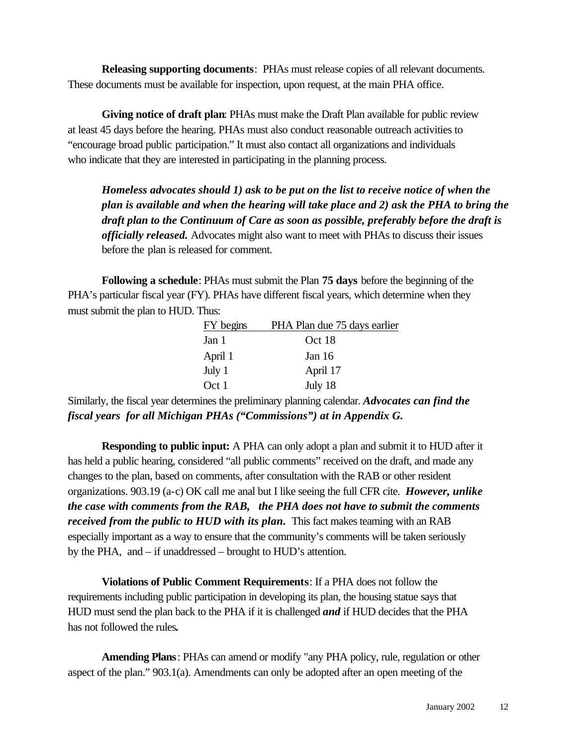**Releasing supporting documents**: PHAs must release copies of all relevant documents. These documents must be available for inspection, upon request, at the main PHA office.

**Giving notice of draft plan**: PHAs must make the Draft Plan available for public review at least 45 days before the hearing. PHAs must also conduct reasonable outreach activities to "encourage broad public participation." It must also contact all organizations and individuals who indicate that they are interested in participating in the planning process.

> ***Homeless advocates should 1) ask to be put on the list to receive notice of when the plan is available and when the hearing will take place and 2) ask the PHA to bring the draft plan to the Continuum of Care as soon as possible, preferably before the draft is officially released.*** Advocates might also want to meet with PHAs to discuss their issues before the plan is released for comment.

**Following a schedule**: PHAs must submit the Plan **75 days** before the beginning of the PHA's particular fiscal year (FY). PHAs have different fiscal years, which determine when they must submit the plan to HUD. Thus:

| FY begins | PHA Plan due 75 days earlier |
|---|---|
| Jan 1 | Oct 18 |
| April 1 | Jan 16 |
| July 1 | April 17 |
| Oct 1 | July 18 |

Similarly, the fiscal year determines the preliminary planning calendar. ***Advocates can find the fiscal years for all Michigan PHAs ("Commissions") at in Appendix G.***

**Responding to public input:** A PHA can only adopt a plan and submit it to HUD after it has held a public hearing, considered "all public comments" received on the draft, and made any changes to the plan, based on comments, after consultation with the RAB or other resident organizations. 903.19 (a-c) OK call me anal but I like seeing the full CFR cite. ***However, unlike the case with comments from the RAB, the PHA does not have to submit the comments received from the public to HUD with its plan.*** This fact makes teaming with an RAB especially important as a way to ensure that the community's comments will be taken seriously by the PHA, and – if unaddressed – brought to HUD's attention.

**Violations of Public Comment Requirements**: If a PHA does not follow the requirements including public participation in developing its plan, the housing statue says that HUD must send the plan back to the PHA if it is challenged ***and*** if HUD decides that the PHA has not followed the rules**.**

**Amending Plans**: PHAs can amend or modify "any PHA policy, rule, regulation or other aspect of the plan." 903.1(a). Amendments can only be adopted after an open meeting of the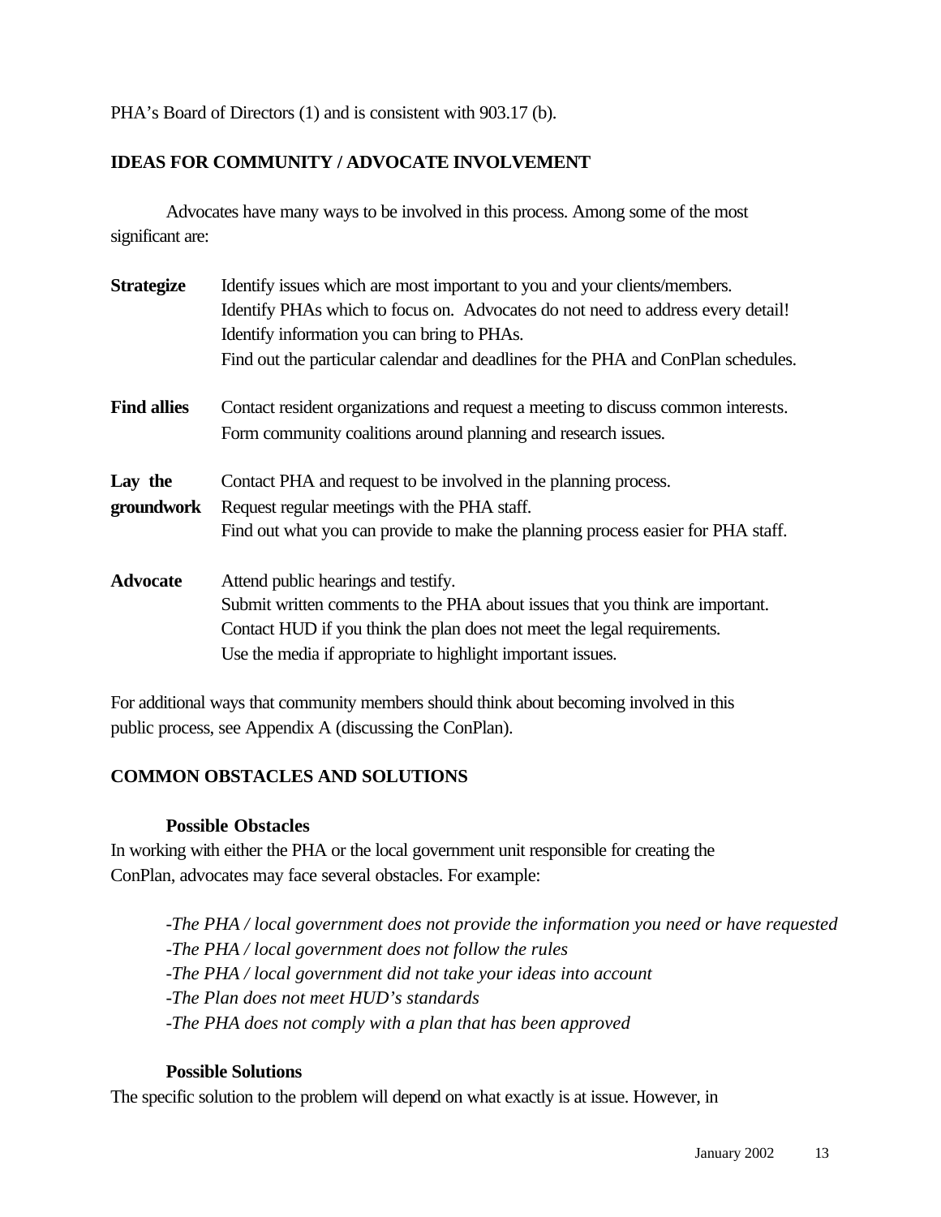PHA's Board of Directors (1) and is consistent with 903.17 (b).

## IDEAS FOR COMMUNITY / ADVOCATE INVOLVEMENT

Advocates have many ways to be involved in this process. Among some of the most significant are:

| | |
|---|---|
| **Strategize** | Identify issues which are most important to you and your clients/members.<br>Identify PHAs which to focus on. Advocates do not need to address every detail!<br>Identify information you can bring to PHAs.<br>Find out the particular calendar and deadlines for the PHA and ConPlan schedules. |
| **Find allies** | Contact resident organizations and request a meeting to discuss common interests.<br>Form community coalitions around planning and research issues. |
| **Lay the groundwork** | Contact PHA and request to be involved in the planning process.<br>Request regular meetings with the PHA staff.<br>Find out what you can provide to make the planning process easier for PHA staff. |
| **Advocate** | Attend public hearings and testify.<br>Submit written comments to the PHA about issues that you think are important.<br>Contact HUD if you think the plan does not meet the legal requirements.<br>Use the media if appropriate to highlight important issues. |

For additional ways that community members should think about becoming involved in this public process, see Appendix A (discussing the ConPlan).

## COMMON OBSTACLES AND SOLUTIONS

### Possible Obstacles

In working with either the PHA or the local government unit responsible for creating the ConPlan, advocates may face several obstacles. For example:

*-The PHA / local government does not provide the information you need or have requested*
*-The PHA / local government does not follow the rules*
*-The PHA / local government did not take your ideas into account*
*-The Plan does not meet HUD's standards*
*-The PHA does not comply with a plan that has been approved*

### Possible Solutions

The specific solution to the problem will depend on what exactly is at issue. However, in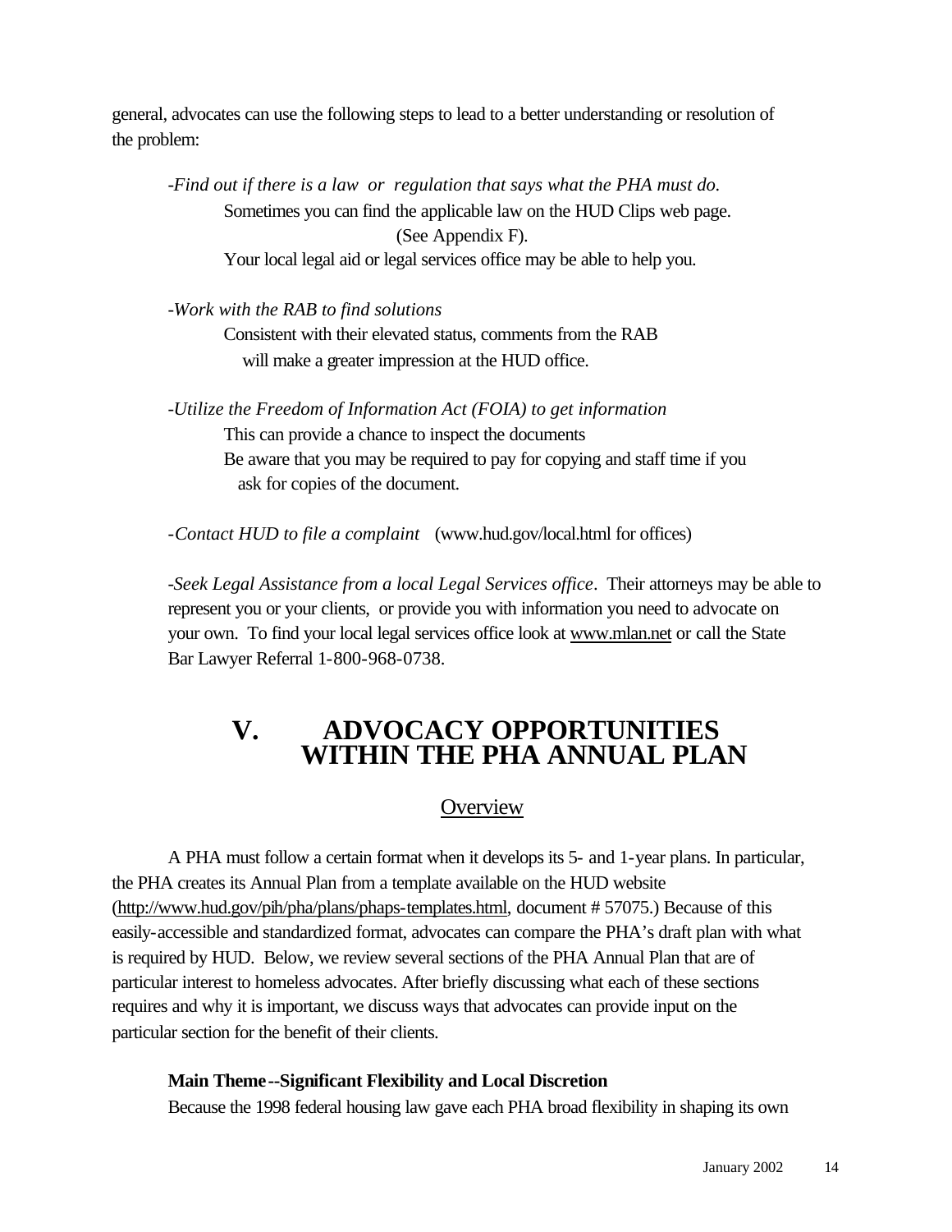general, advocates can use the following steps to lead to a better understanding or resolution of the problem:

-*Find out if there is a law or regulation that says what the PHA must do.*
Sometimes you can find the applicable law on the HUD Clips web page. (See Appendix F).
Your local legal aid or legal services office may be able to help you.

-*Work with the RAB to find solutions*
Consistent with their elevated status, comments from the RAB will make a greater impression at the HUD office.

-*Utilize the Freedom of Information Act (FOIA) to get information*
This can provide a chance to inspect the documents
Be aware that you may be required to pay for copying and staff time if you ask for copies of the document.

-*Contact HUD to file a complaint* (www.hud.gov/local.html for offices)

-*Seek Legal Assistance from a local Legal Services office*. Their attorneys may be able to represent you or your clients, or provide you with information you need to advocate on your own. To find your local legal services office look at www.mlan.net or call the State Bar Lawyer Referral 1-800-968-0738.

# V. ADVOCACY OPPORTUNITIES WITHIN THE PHA ANNUAL PLAN

## Overview

A PHA must follow a certain format when it develops its 5- and 1-year plans. In particular, the PHA creates its Annual Plan from a template available on the HUD website (http://www.hud.gov/pih/pha/plans/phaps-templates.html, document # 57075.) Because of this easily-accessible and standardized format, advocates can compare the PHA's draft plan with what is required by HUD. Below, we review several sections of the PHA Annual Plan that are of particular interest to homeless advocates. After briefly discussing what each of these sections requires and why it is important, we discuss ways that advocates can provide input on the particular section for the benefit of their clients.

**Main Theme--Significant Flexibility and Local Discretion**

Because the 1998 federal housing law gave each PHA broad flexibility in shaping its own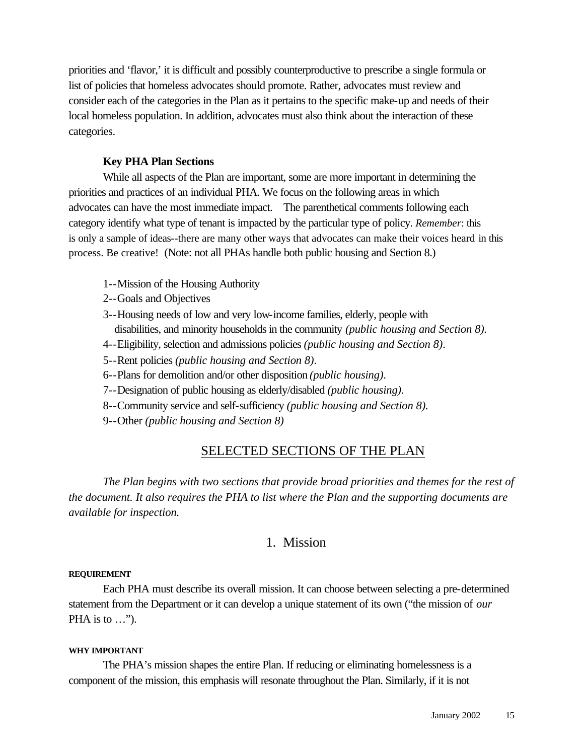priorities and 'flavor,' it is difficult and possibly counterproductive to prescribe a single formula or list of policies that homeless advocates should promote. Rather, advocates must review and consider each of the categories in the Plan as it pertains to the specific make-up and needs of their local homeless population. In addition, advocates must also think about the interaction of these categories.

### Key PHA Plan Sections

While all aspects of the Plan are important, some are more important in determining the priorities and practices of an individual PHA. We focus on the following areas in which advocates can have the most immediate impact. The parenthetical comments following each category identify what type of tenant is impacted by the particular type of policy. *Remember*: this is only a sample of ideas--there are many other ways that advocates can make their voices heard in this process. Be creative! (Note: not all PHAs handle both public housing and Section 8.)

1--Mission of the Housing Authority
2--Goals and Objectives
3--Housing needs of low and very low-income families, elderly, people with disabilities, and minority households in the community *(public housing and Section 8)*.
4--Eligibility, selection and admissions policies *(public housing and Section 8)*.
5--Rent policies *(public housing and Section 8)*.
6--Plans for demolition and/or other disposition *(public housing)*.
7--Designation of public housing as elderly/disabled *(public housing)*.
8--Community service and self-sufficiency *(public housing and Section 8)*.
9--Other *(public housing and Section 8)*

## SELECTED SECTIONS OF THE PLAN

*The Plan begins with two sections that provide broad priorities and themes for the rest of the document. It also requires the PHA to list where the Plan and the supporting documents are available for inspection.*

## 1. Mission

**REQUIREMENT**

Each PHA must describe its overall mission. It can choose between selecting a pre-determined statement from the Department or it can develop a unique statement of its own ("the mission of *our* PHA is to …").

**WHY IMPORTANT**

The PHA's mission shapes the entire Plan. If reducing or eliminating homelessness is a component of the mission, this emphasis will resonate throughout the Plan. Similarly, if it is not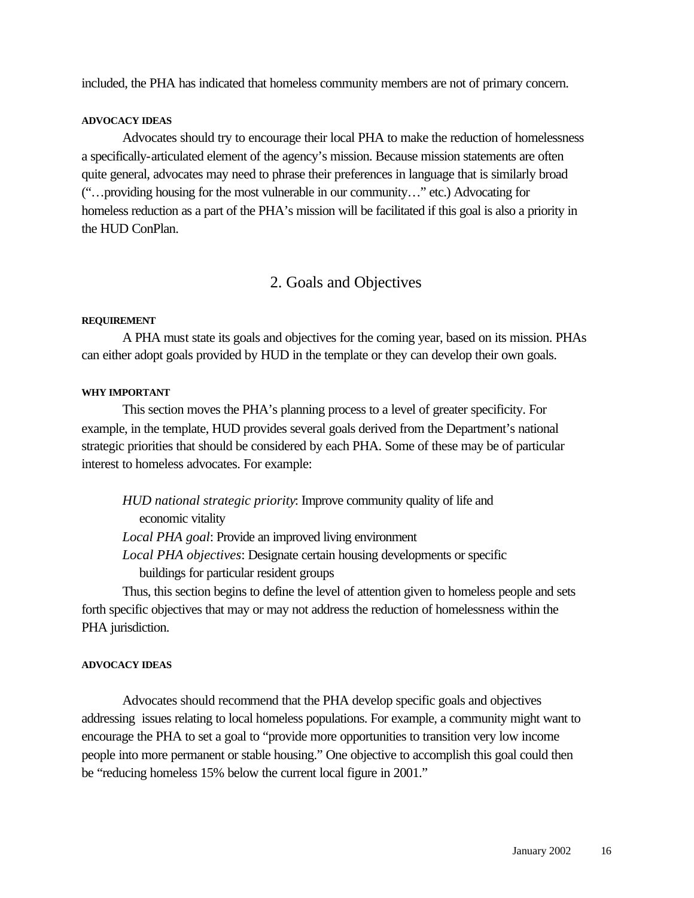included, the PHA has indicated that homeless community members are not of primary concern.

**ADVOCACY IDEAS**

Advocates should try to encourage their local PHA to make the reduction of homelessness a specifically-articulated element of the agency's mission. Because mission statements are often quite general, advocates may need to phrase their preferences in language that is similarly broad ("…providing housing for the most vulnerable in our community…" etc.) Advocating for homeless reduction as a part of the PHA's mission will be facilitated if this goal is also a priority in the HUD ConPlan.

## 2. Goals and Objectives

**REQUIREMENT**

A PHA must state its goals and objectives for the coming year, based on its mission. PHAs can either adopt goals provided by HUD in the template or they can develop their own goals.

**WHY IMPORTANT**

This section moves the PHA's planning process to a level of greater specificity. For example, in the template, HUD provides several goals derived from the Department's national strategic priorities that should be considered by each PHA. Some of these may be of particular interest to homeless advocates. For example:

> *HUD national strategic priority*: Improve community quality of life and economic vitality
> *Local PHA goal*: Provide an improved living environment
> *Local PHA objectives*: Designate certain housing developments or specific buildings for particular resident groups

Thus, this section begins to define the level of attention given to homeless people and sets forth specific objectives that may or may not address the reduction of homelessness within the PHA jurisdiction.

**ADVOCACY IDEAS**

Advocates should recommend that the PHA develop specific goals and objectives addressing issues relating to local homeless populations. For example, a community might want to encourage the PHA to set a goal to "provide more opportunities to transition very low income people into more permanent or stable housing." One objective to accomplish this goal could then be "reducing homeless 15% below the current local figure in 2001."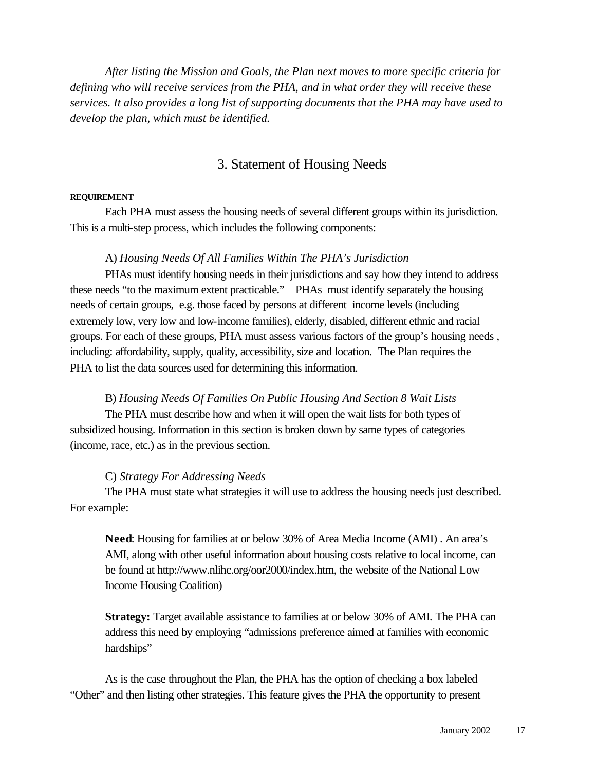*After listing the Mission and Goals, the Plan next moves to more specific criteria for defining who will receive services from the PHA, and in what order they will receive these services. It also provides a long list of supporting documents that the PHA may have used to develop the plan, which must be identified.*

## 3. Statement of Housing Needs

**REQUIREMENT**

Each PHA must assess the housing needs of several different groups within its jurisdiction. This is a multi-step process, which includes the following components:

A) *Housing Needs Of All Families Within The PHA's Jurisdiction*

PHAs must identify housing needs in their jurisdictions and say how they intend to address these needs "to the maximum extent practicable." PHAs must identify separately the housing needs of certain groups, e.g. those faced by persons at different income levels (including extremely low, very low and low-income families), elderly, disabled, different ethnic and racial groups. For each of these groups, PHA must assess various factors of the group's housing needs , including: affordability, supply, quality, accessibility, size and location. The Plan requires the PHA to list the data sources used for determining this information.

B) *Housing Needs Of Families On Public Housing And Section 8 Wait Lists*

The PHA must describe how and when it will open the wait lists for both types of subsidized housing. Information in this section is broken down by same types of categories (income, race, etc.) as in the previous section.

C) *Strategy For Addressing Needs*

The PHA must state what strategies it will use to address the housing needs just described. For example:

> **Need**: Housing for families at or below 30% of Area Media Income (AMI) . An area's AMI, along with other useful information about housing costs relative to local income, can be found at http://www.nlihc.org/oor2000/index.htm, the website of the National Low Income Housing Coalition)
>
> **Strategy:** Target available assistance to families at or below 30% of AMI. The PHA can address this need by employing "admissions preference aimed at families with economic hardships"

As is the case throughout the Plan, the PHA has the option of checking a box labeled "Other" and then listing other strategies. This feature gives the PHA the opportunity to present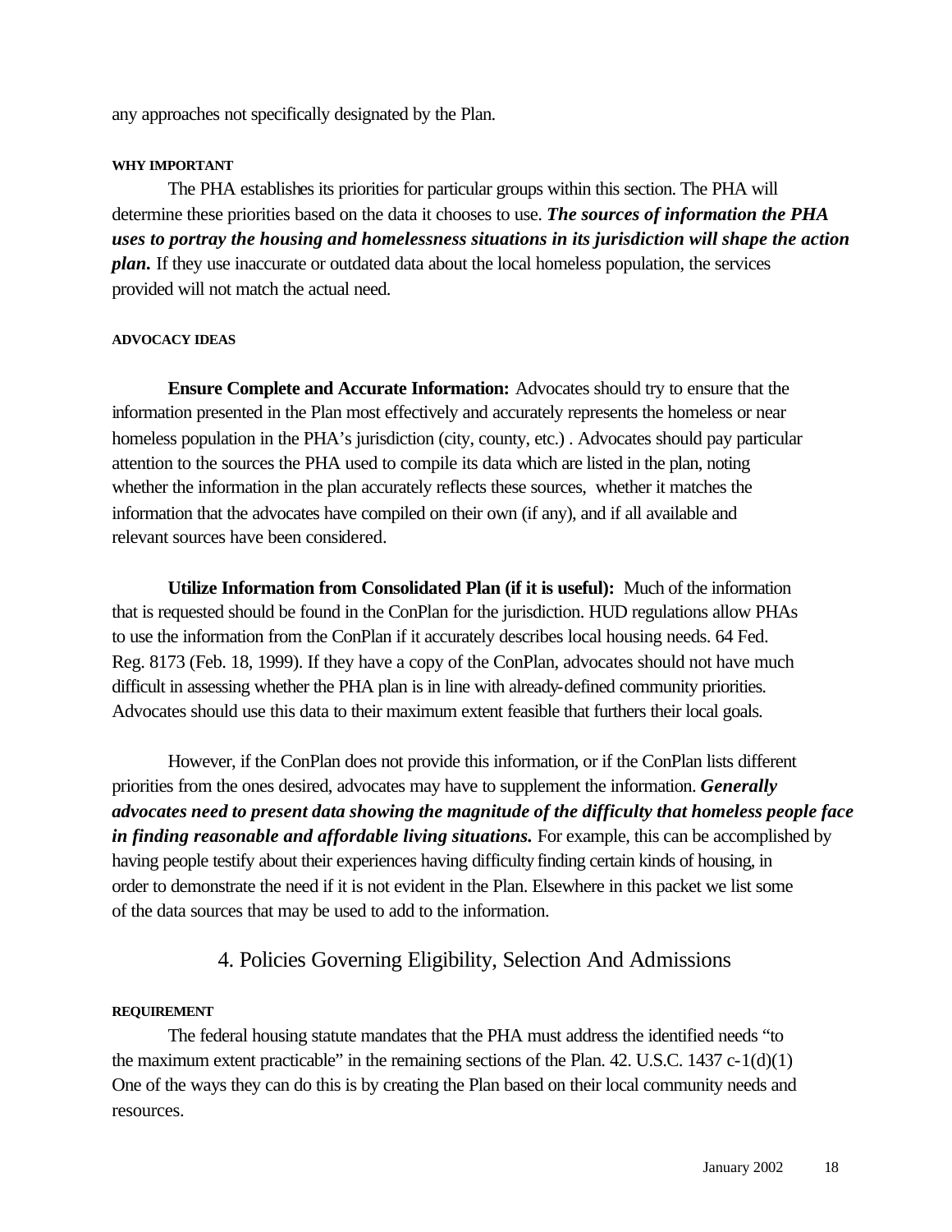any approaches not specifically designated by the Plan.

**WHY IMPORTANT**

The PHA establishes its priorities for particular groups within this section. The PHA will determine these priorities based on the data it chooses to use. ***The sources of information the PHA uses to portray the housing and homelessness situations in its jurisdiction will shape the action plan.*** If they use inaccurate or outdated data about the local homeless population, the services provided will not match the actual need.

**ADVOCACY IDEAS**

**Ensure Complete and Accurate Information:** Advocates should try to ensure that the information presented in the Plan most effectively and accurately represents the homeless or near homeless population in the PHA's jurisdiction (city, county, etc.) . Advocates should pay particular attention to the sources the PHA used to compile its data which are listed in the plan, noting whether the information in the plan accurately reflects these sources, whether it matches the information that the advocates have compiled on their own (if any), and if all available and relevant sources have been considered.

**Utilize Information from Consolidated Plan (if it is useful):** Much of the information that is requested should be found in the ConPlan for the jurisdiction. HUD regulations allow PHAs to use the information from the ConPlan if it accurately describes local housing needs. 64 Fed. Reg. 8173 (Feb. 18, 1999). If they have a copy of the ConPlan, advocates should not have much difficult in assessing whether the PHA plan is in line with already-defined community priorities. Advocates should use this data to their maximum extent feasible that furthers their local goals.

However, if the ConPlan does not provide this information, or if the ConPlan lists different priorities from the ones desired, advocates may have to supplement the information. ***Generally advocates need to present data showing the magnitude of the difficulty that homeless people face in finding reasonable and affordable living situations.*** For example, this can be accomplished by having people testify about their experiences having difficulty finding certain kinds of housing, in order to demonstrate the need if it is not evident in the Plan. Elsewhere in this packet we list some of the data sources that may be used to add to the information.

## 4. Policies Governing Eligibility, Selection And Admissions

**REQUIREMENT**

The federal housing statute mandates that the PHA must address the identified needs "to the maximum extent practicable" in the remaining sections of the Plan. 42. U.S.C. 1437 c-1(d)(1) One of the ways they can do this is by creating the Plan based on their local community needs and resources.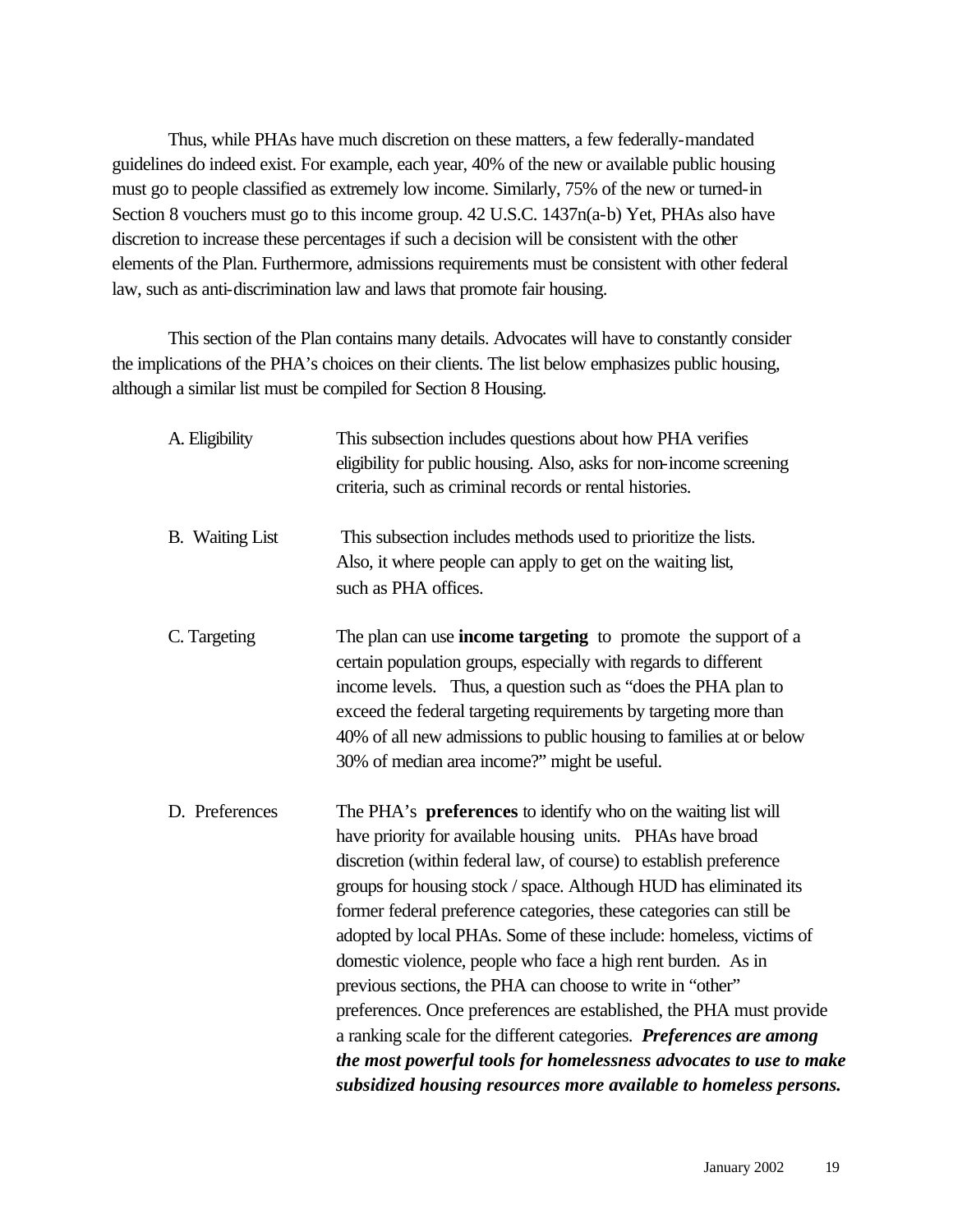Thus, while PHAs have much discretion on these matters, a few federally-mandated guidelines do indeed exist. For example, each year, 40% of the new or available public housing must go to people classified as extremely low income. Similarly, 75% of the new or turned-in Section 8 vouchers must go to this income group. 42 U.S.C. 1437n(a-b) Yet, PHAs also have discretion to increase these percentages if such a decision will be consistent with the other elements of the Plan. Furthermore, admissions requirements must be consistent with other federal law, such as anti-discrimination law and laws that promote fair housing.

This section of the Plan contains many details. Advocates will have to constantly consider the implications of the PHA's choices on their clients. The list below emphasizes public housing, although a similar list must be compiled for Section 8 Housing.

A. Eligibility — This subsection includes questions about how PHA verifies eligibility for public housing. Also, asks for non-income screening criteria, such as criminal records or rental histories.

B. Waiting List — This subsection includes methods used to prioritize the lists. Also, it where people can apply to get on the waiting list, such as PHA offices.

C. Targeting — The plan can use **income targeting** to promote the support of a certain population groups, especially with regards to different income levels. Thus, a question such as "does the PHA plan to exceed the federal targeting requirements by targeting more than 40% of all new admissions to public housing to families at or below 30% of median area income?" might be useful.

D. Preferences — The PHA's **preferences** to identify who on the waiting list will have priority for available housing units. PHAs have broad discretion (within federal law, of course) to establish preference groups for housing stock / space. Although HUD has eliminated its former federal preference categories, these categories can still be adopted by local PHAs. Some of these include: homeless, victims of domestic violence, people who face a high rent burden. As in previous sections, the PHA can choose to write in "other" preferences. Once preferences are established, the PHA must provide a ranking scale for the different categories. ***Preferences are among the most powerful tools for homelessness advocates to use to make subsidized housing resources more available to homeless persons.***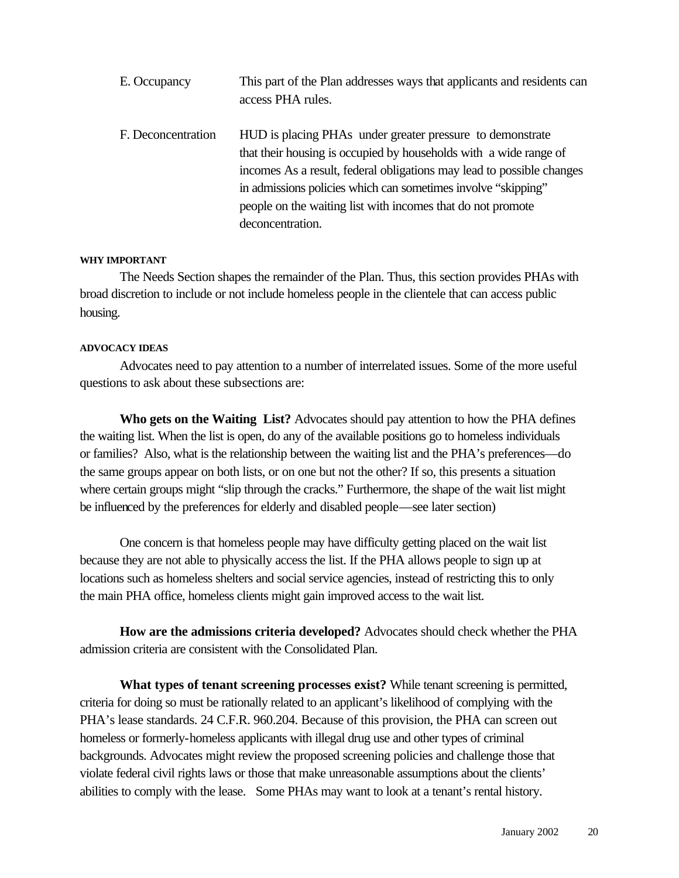E. Occupancy — This part of the Plan addresses ways that applicants and residents can access PHA rules.

F. Deconcentration — HUD is placing PHAs under greater pressure to demonstrate that their housing is occupied by households with a wide range of incomes As a result, federal obligations may lead to possible changes in admissions policies which can sometimes involve "skipping" people on the waiting list with incomes that do not promote deconcentration.

#### WHY IMPORTANT

The Needs Section shapes the remainder of the Plan. Thus, this section provides PHAs with broad discretion to include or not include homeless people in the clientele that can access public housing.

#### ADVOCACY IDEAS

Advocates need to pay attention to a number of interrelated issues. Some of the more useful questions to ask about these subsections are:

**Who gets on the Waiting List?** Advocates should pay attention to how the PHA defines the waiting list. When the list is open, do any of the available positions go to homeless individuals or families? Also, what is the relationship between the waiting list and the PHA's preferences—do the same groups appear on both lists, or on one but not the other? If so, this presents a situation where certain groups might "slip through the cracks." Furthermore, the shape of the wait list might be influenced by the preferences for elderly and disabled people—see later section)

One concern is that homeless people may have difficulty getting placed on the wait list because they are not able to physically access the list. If the PHA allows people to sign up at locations such as homeless shelters and social service agencies, instead of restricting this to only the main PHA office, homeless clients might gain improved access to the wait list.

**How are the admissions criteria developed?** Advocates should check whether the PHA admission criteria are consistent with the Consolidated Plan.

**What types of tenant screening processes exist?** While tenant screening is permitted, criteria for doing so must be rationally related to an applicant's likelihood of complying with the PHA's lease standards. 24 C.F.R. 960.204. Because of this provision, the PHA can screen out homeless or formerly-homeless applicants with illegal drug use and other types of criminal backgrounds. Advocates might review the proposed screening policies and challenge those that violate federal civil rights laws or those that make unreasonable assumptions about the clients' abilities to comply with the lease. Some PHAs may want to look at a tenant's rental history.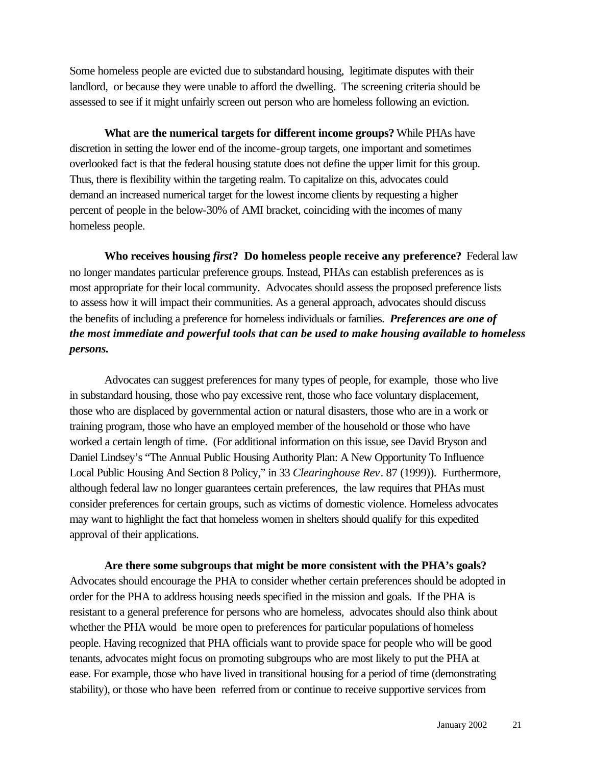Some homeless people are evicted due to substandard housing, legitimate disputes with their landlord, or because they were unable to afford the dwelling. The screening criteria should be assessed to see if it might unfairly screen out person who are homeless following an eviction.

**What are the numerical targets for different income groups?** While PHAs have discretion in setting the lower end of the income-group targets, one important and sometimes overlooked fact is that the federal housing statute does not define the upper limit for this group. Thus, there is flexibility within the targeting realm. To capitalize on this, advocates could demand an increased numerical target for the lowest income clients by requesting a higher percent of people in the below-30% of AMI bracket, coinciding with the incomes of many homeless people.

**Who receives housing *first*? Do homeless people receive any preference?** Federal law no longer mandates particular preference groups. Instead, PHAs can establish preferences as is most appropriate for their local community. Advocates should assess the proposed preference lists to assess how it will impact their communities. As a general approach, advocates should discuss the benefits of including a preference for homeless individuals or families. ***Preferences are one of the most immediate and powerful tools that can be used to make housing available to homeless persons.***

Advocates can suggest preferences for many types of people, for example, those who live in substandard housing, those who pay excessive rent, those who face voluntary displacement, those who are displaced by governmental action or natural disasters, those who are in a work or training program, those who have an employed member of the household or those who have worked a certain length of time. (For additional information on this issue, see David Bryson and Daniel Lindsey's "The Annual Public Housing Authority Plan: A New Opportunity To Influence Local Public Housing And Section 8 Policy," in 33 *Clearinghouse Rev*. 87 (1999)). Furthermore, although federal law no longer guarantees certain preferences, the law requires that PHAs must consider preferences for certain groups, such as victims of domestic violence. Homeless advocates may want to highlight the fact that homeless women in shelters should qualify for this expedited approval of their applications.

**Are there some subgroups that might be more consistent with the PHA's goals?** Advocates should encourage the PHA to consider whether certain preferences should be adopted in order for the PHA to address housing needs specified in the mission and goals. If the PHA is resistant to a general preference for persons who are homeless, advocates should also think about whether the PHA would be more open to preferences for particular populations of homeless people. Having recognized that PHA officials want to provide space for people who will be good tenants, advocates might focus on promoting subgroups who are most likely to put the PHA at ease. For example, those who have lived in transitional housing for a period of time (demonstrating stability), or those who have been referred from or continue to receive supportive services from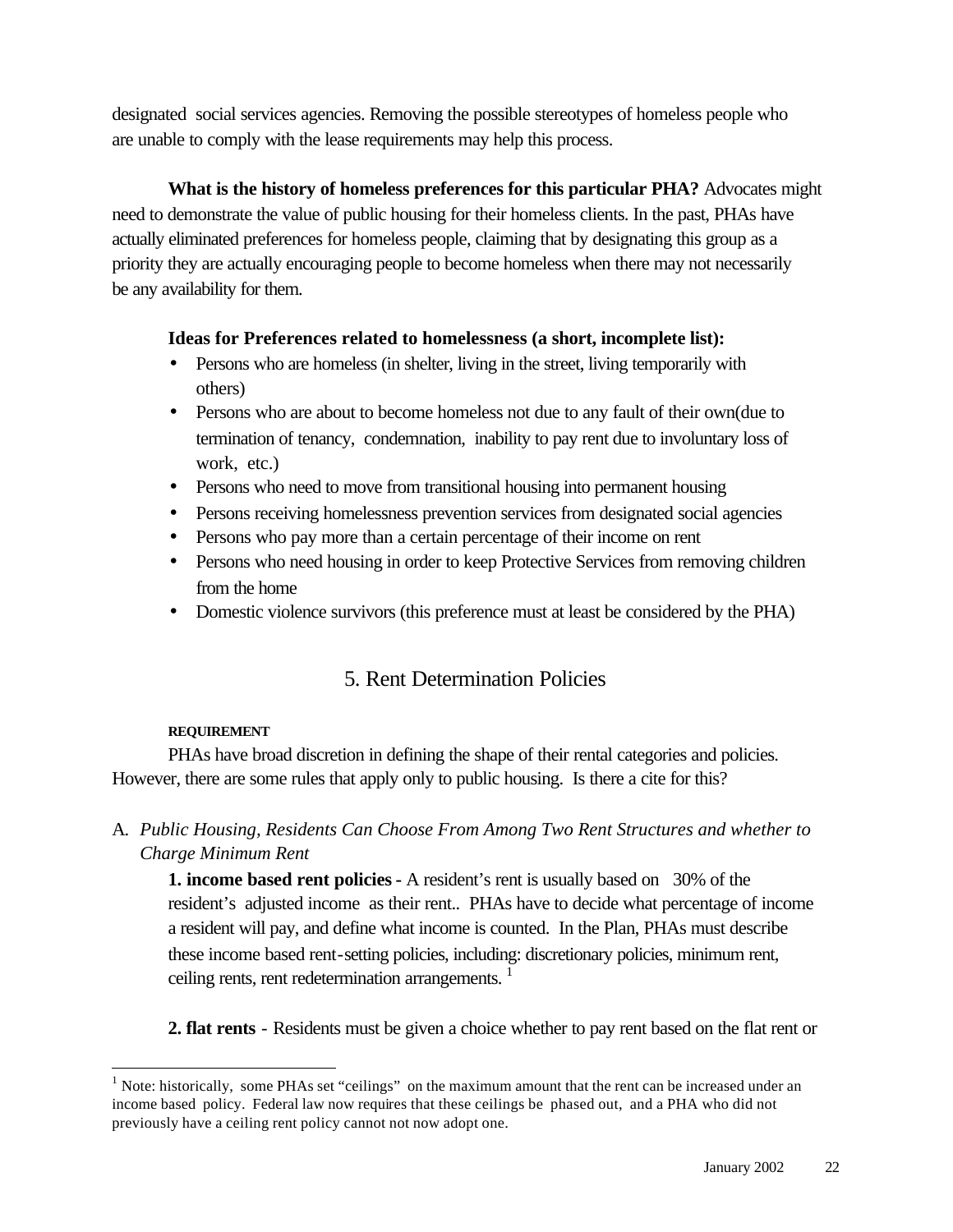designated social services agencies. Removing the possible stereotypes of homeless people who are unable to comply with the lease requirements may help this process.

**What is the history of homeless preferences for this particular PHA?** Advocates might need to demonstrate the value of public housing for their homeless clients. In the past, PHAs have actually eliminated preferences for homeless people, claiming that by designating this group as a priority they are actually encouraging people to become homeless when there may not necessarily be any availability for them.

**Ideas for Preferences related to homelessness (a short, incomplete list):**

- Persons who are homeless (in shelter, living in the street, living temporarily with others)
- Persons who are about to become homeless not due to any fault of their own(due to termination of tenancy, condemnation, inability to pay rent due to involuntary loss of work, etc.)
- Persons who need to move from transitional housing into permanent housing
- Persons receiving homelessness prevention services from designated social agencies
- Persons who pay more than a certain percentage of their income on rent
- Persons who need housing in order to keep Protective Services from removing children from the home
- Domestic violence survivors (this preference must at least be considered by the PHA)

## 5. Rent Determination Policies

**REQUIREMENT**

PHAs have broad discretion in defining the shape of their rental categories and policies. However, there are some rules that apply only to public housing. Is there a cite for this?

A. *Public Housing, Residents Can Choose From Among Two Rent Structures and whether to Charge Minimum Rent*

**1. income based rent policies -** A resident's rent is usually based on 30% of the resident's adjusted income as their rent.. PHAs have to decide what percentage of income a resident will pay, and define what income is counted. In the Plan, PHAs must describe these income based rent-setting policies, including: discretionary policies, minimum rent, ceiling rents, rent redetermination arrangements. [1]

**2. flat rents** - Residents must be given a choice whether to pay rent based on the flat rent or

---

[1] Note: historically, some PHAs set "ceilings" on the maximum amount that the rent can be increased under an income based policy. Federal law now requires that these ceilings be phased out, and a PHA who did not previously have a ceiling rent policy cannot not now adopt one.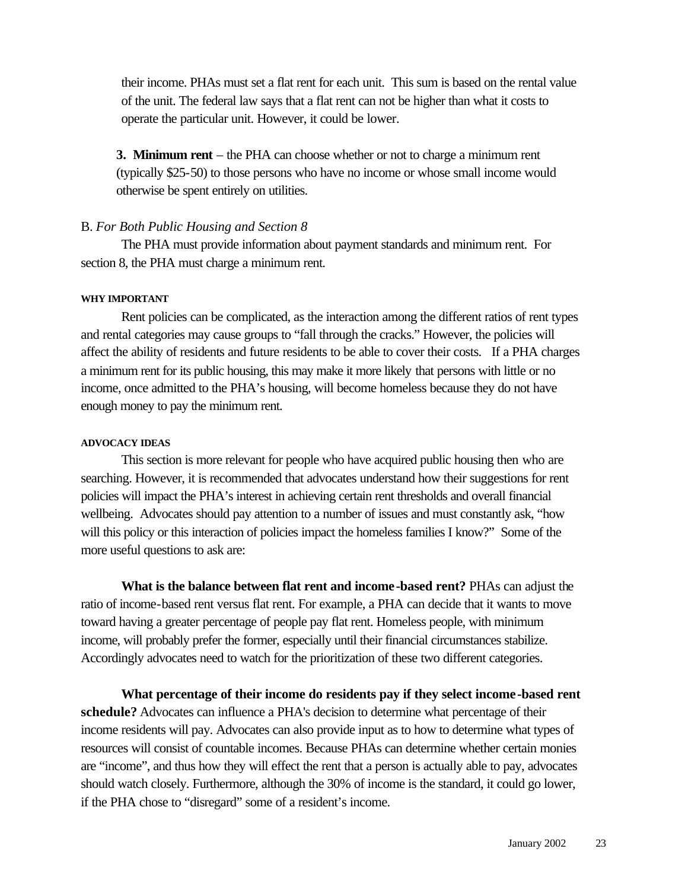their income. PHAs must set a flat rent for each unit. This sum is based on the rental value of the unit. The federal law says that a flat rent can not be higher than what it costs to operate the particular unit. However, it could be lower.

**3. Minimum rent** – the PHA can choose whether or not to charge a minimum rent (typically $25-50) to those persons who have no income or whose small income would otherwise be spent entirely on utilities.

B. *For Both Public Housing and Section 8*

The PHA must provide information about payment standards and minimum rent. For section 8, the PHA must charge a minimum rent.

**WHY IMPORTANT**

Rent policies can be complicated, as the interaction among the different ratios of rent types and rental categories may cause groups to "fall through the cracks." However, the policies will affect the ability of residents and future residents to be able to cover their costs. If a PHA charges a minimum rent for its public housing, this may make it more likely that persons with little or no income, once admitted to the PHA's housing, will become homeless because they do not have enough money to pay the minimum rent.

**ADVOCACY IDEAS**

This section is more relevant for people who have acquired public housing then who are searching. However, it is recommended that advocates understand how their suggestions for rent policies will impact the PHA's interest in achieving certain rent thresholds and overall financial wellbeing. Advocates should pay attention to a number of issues and must constantly ask, "how will this policy or this interaction of policies impact the homeless families I know?" Some of the more useful questions to ask are:

**What is the balance between flat rent and income-based rent?** PHAs can adjust the ratio of income-based rent versus flat rent. For example, a PHA can decide that it wants to move toward having a greater percentage of people pay flat rent. Homeless people, with minimum income, will probably prefer the former, especially until their financial circumstances stabilize. Accordingly advocates need to watch for the prioritization of these two different categories.

**What percentage of their income do residents pay if they select income-based rent schedule?** Advocates can influence a PHA's decision to determine what percentage of their income residents will pay. Advocates can also provide input as to how to determine what types of resources will consist of countable incomes. Because PHAs can determine whether certain monies are "income", and thus how they will effect the rent that a person is actually able to pay, advocates should watch closely. Furthermore, although the 30% of income is the standard, it could go lower, if the PHA chose to "disregard" some of a resident's income.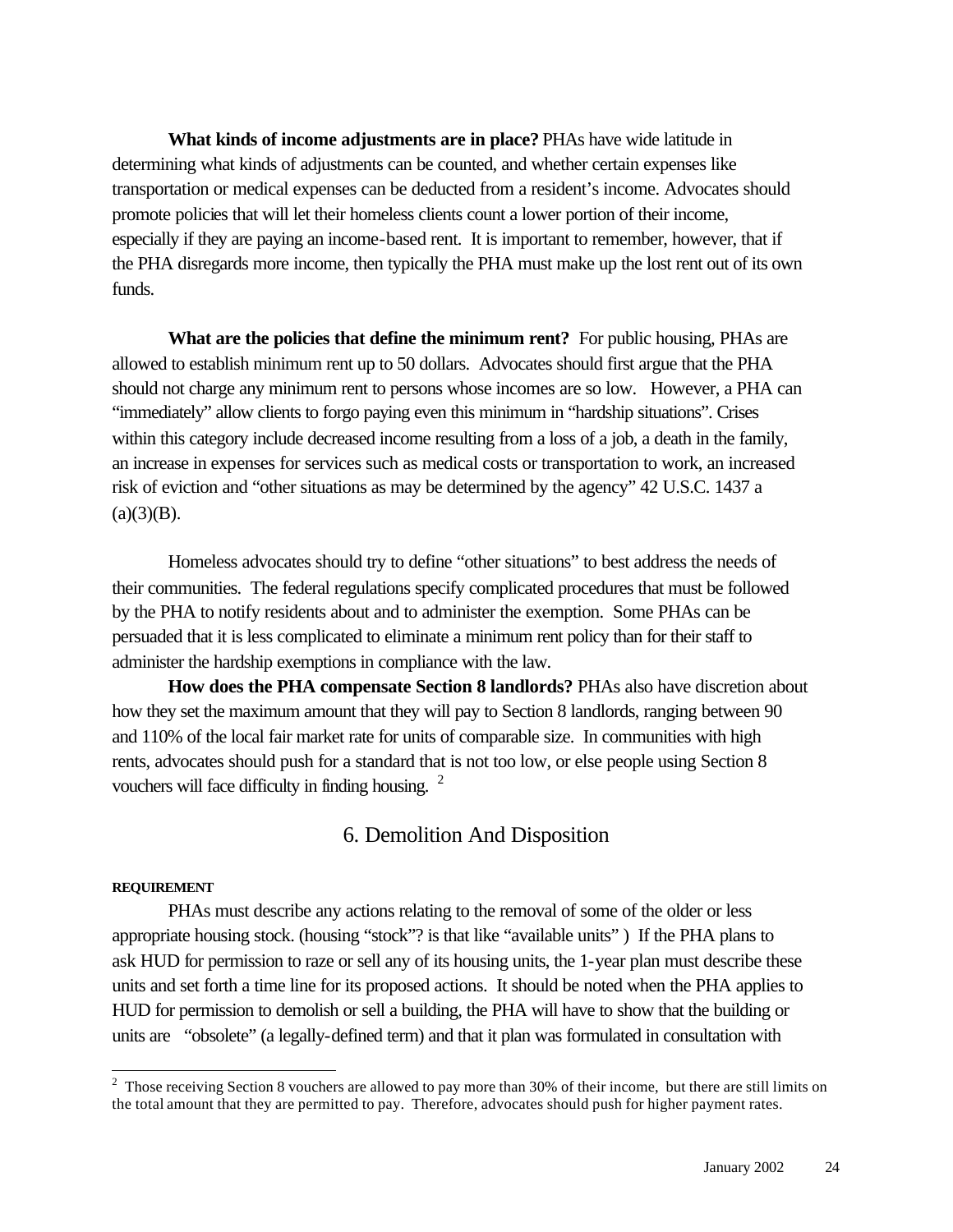**What kinds of income adjustments are in place?** PHAs have wide latitude in determining what kinds of adjustments can be counted, and whether certain expenses like transportation or medical expenses can be deducted from a resident's income. Advocates should promote policies that will let their homeless clients count a lower portion of their income, especially if they are paying an income-based rent. It is important to remember, however, that if the PHA disregards more income, then typically the PHA must make up the lost rent out of its own funds.

**What are the policies that define the minimum rent?** For public housing, PHAs are allowed to establish minimum rent up to 50 dollars. Advocates should first argue that the PHA should not charge any minimum rent to persons whose incomes are so low. However, a PHA can "immediately" allow clients to forgo paying even this minimum in "hardship situations". Crises within this category include decreased income resulting from a loss of a job, a death in the family, an increase in expenses for services such as medical costs or transportation to work, an increased risk of eviction and "other situations as may be determined by the agency" 42 U.S.C. 1437 a (a)(3)(B).

Homeless advocates should try to define "other situations" to best address the needs of their communities. The federal regulations specify complicated procedures that must be followed by the PHA to notify residents about and to administer the exemption. Some PHAs can be persuaded that it is less complicated to eliminate a minimum rent policy than for their staff to administer the hardship exemptions in compliance with the law.

**How does the PHA compensate Section 8 landlords?** PHAs also have discretion about how they set the maximum amount that they will pay to Section 8 landlords, ranging between 90 and 110% of the local fair market rate for units of comparable size. In communities with high rents, advocates should push for a standard that is not too low, or else people using Section 8 vouchers will face difficulty in finding housing. [2]

## 6. Demolition And Disposition

**REQUIREMENT**

PHAs must describe any actions relating to the removal of some of the older or less appropriate housing stock. (housing "stock"? is that like "available units" ) If the PHA plans to ask HUD for permission to raze or sell any of its housing units, the 1-year plan must describe these units and set forth a time line for its proposed actions. It should be noted when the PHA applies to HUD for permission to demolish or sell a building, the PHA will have to show that the building or units are "obsolete" (a legally-defined term) and that it plan was formulated in consultation with

[2] Those receiving Section 8 vouchers are allowed to pay more than 30% of their income, but there are still limits on the total amount that they are permitted to pay. Therefore, advocates should push for higher payment rates.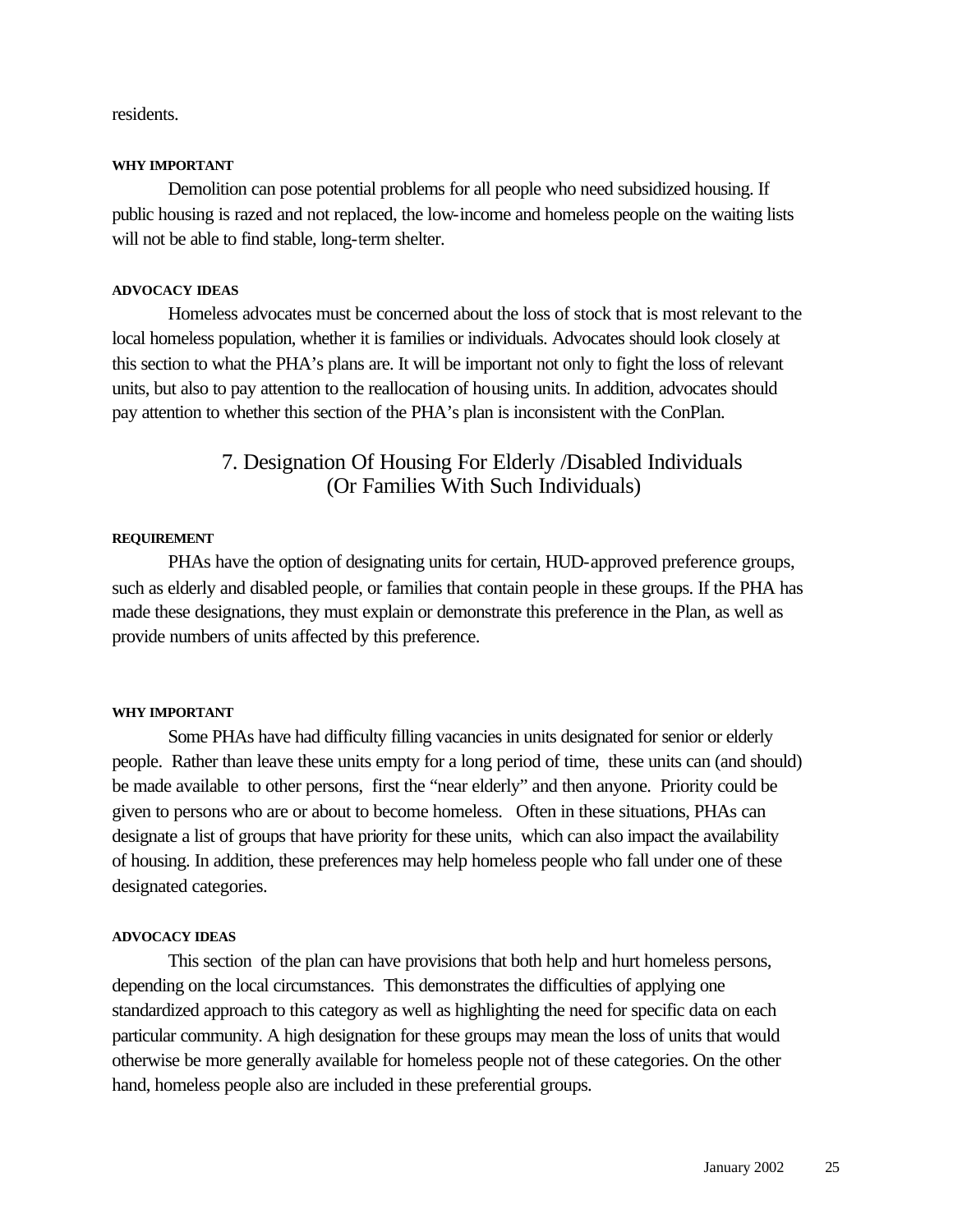residents.

**WHY IMPORTANT**

Demolition can pose potential problems for all people who need subsidized housing. If public housing is razed and not replaced, the low-income and homeless people on the waiting lists will not be able to find stable, long-term shelter.

**ADVOCACY IDEAS**

Homeless advocates must be concerned about the loss of stock that is most relevant to the local homeless population, whether it is families or individuals. Advocates should look closely at this section to what the PHA's plans are. It will be important not only to fight the loss of relevant units, but also to pay attention to the reallocation of housing units. In addition, advocates should pay attention to whether this section of the PHA's plan is inconsistent with the ConPlan.

## 7. Designation Of Housing For Elderly /Disabled Individuals (Or Families With Such Individuals)

**REQUIREMENT**

PHAs have the option of designating units for certain, HUD-approved preference groups, such as elderly and disabled people, or families that contain people in these groups. If the PHA has made these designations, they must explain or demonstrate this preference in the Plan, as well as provide numbers of units affected by this preference.

**WHY IMPORTANT**

Some PHAs have had difficulty filling vacancies in units designated for senior or elderly people. Rather than leave these units empty for a long period of time, these units can (and should) be made available to other persons, first the "near elderly" and then anyone. Priority could be given to persons who are or about to become homeless. Often in these situations, PHAs can designate a list of groups that have priority for these units, which can also impact the availability of housing. In addition, these preferences may help homeless people who fall under one of these designated categories.

**ADVOCACY IDEAS**

This section of the plan can have provisions that both help and hurt homeless persons, depending on the local circumstances. This demonstrates the difficulties of applying one standardized approach to this category as well as highlighting the need for specific data on each particular community. A high designation for these groups may mean the loss of units that would otherwise be more generally available for homeless people not of these categories. On the other hand, homeless people also are included in these preferential groups.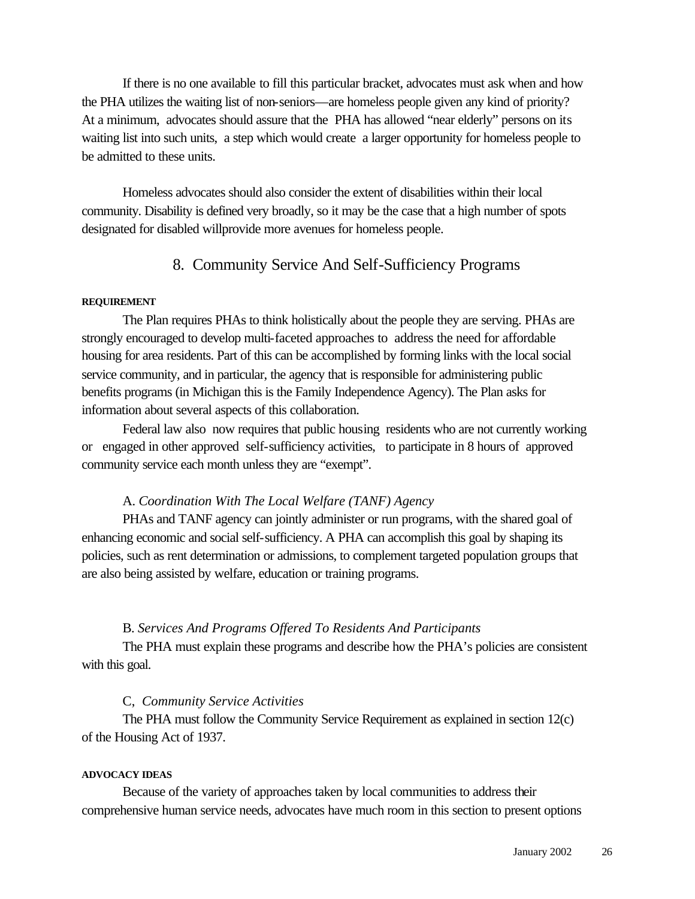If there is no one available to fill this particular bracket, advocates must ask when and how the PHA utilizes the waiting list of non-seniors—are homeless people given any kind of priority? At a minimum, advocates should assure that the PHA has allowed "near elderly" persons on its waiting list into such units, a step which would create a larger opportunity for homeless people to be admitted to these units.

Homeless advocates should also consider the extent of disabilities within their local community. Disability is defined very broadly, so it may be the case that a high number of spots designated for disabled willprovide more avenues for homeless people.

## 8. Community Service And Self-Sufficiency Programs

**REQUIREMENT**

The Plan requires PHAs to think holistically about the people they are serving. PHAs are strongly encouraged to develop multi-faceted approaches to address the need for affordable housing for area residents. Part of this can be accomplished by forming links with the local social service community, and in particular, the agency that is responsible for administering public benefits programs (in Michigan this is the Family Independence Agency). The Plan asks for information about several aspects of this collaboration.

Federal law also now requires that public housing residents who are not currently working or engaged in other approved self-sufficiency activities, to participate in 8 hours of approved community service each month unless they are "exempt".

A. *Coordination With The Local Welfare (TANF) Agency*

PHAs and TANF agency can jointly administer or run programs, with the shared goal of enhancing economic and social self-sufficiency. A PHA can accomplish this goal by shaping its policies, such as rent determination or admissions, to complement targeted population groups that are also being assisted by welfare, education or training programs.

B. *Services And Programs Offered To Residents And Participants*

The PHA must explain these programs and describe how the PHA's policies are consistent with this goal.

C, *Community Service Activities*

The PHA must follow the Community Service Requirement as explained in section 12(c) of the Housing Act of 1937.

**ADVOCACY IDEAS**

Because of the variety of approaches taken by local communities to address their comprehensive human service needs, advocates have much room in this section to present options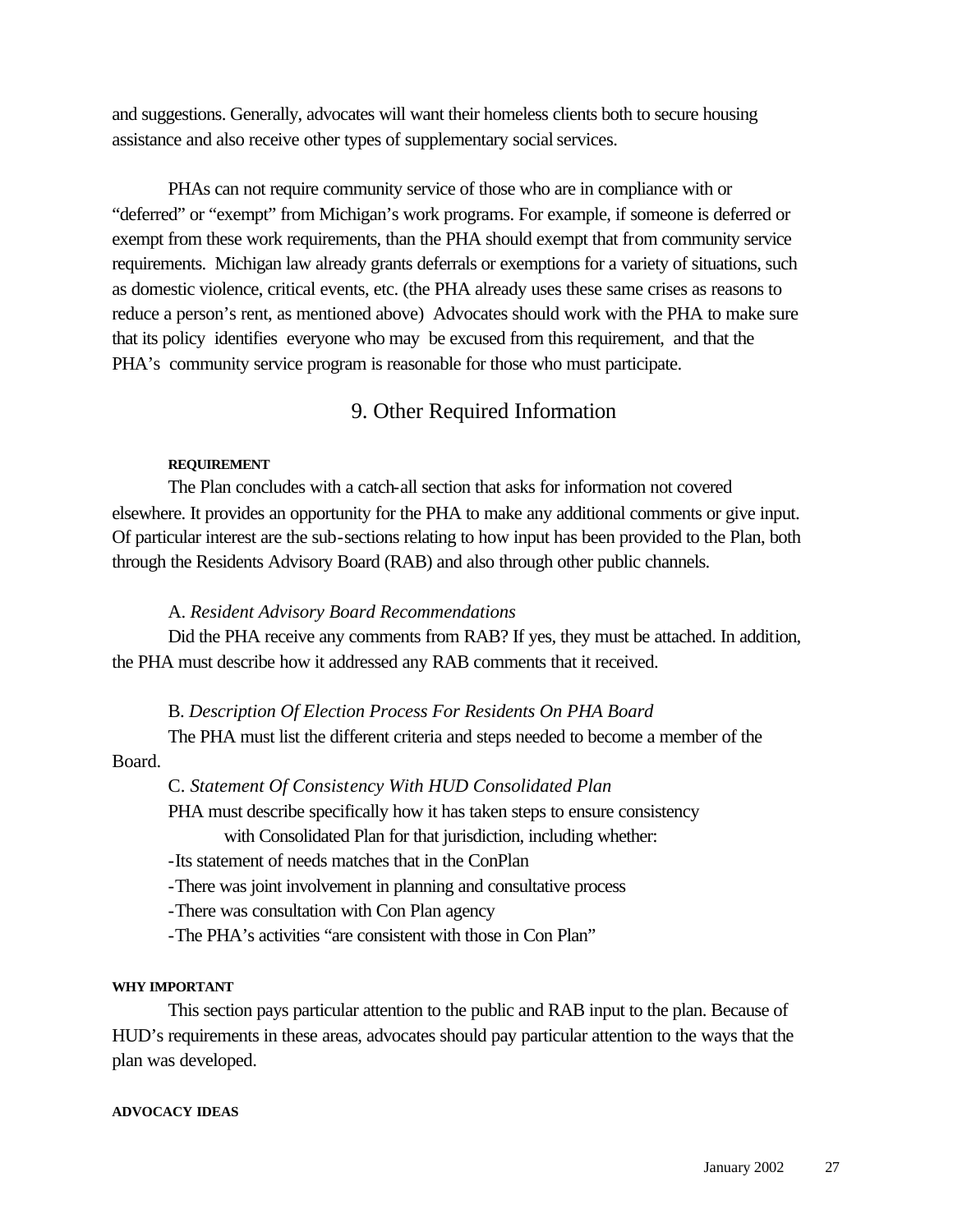and suggestions. Generally, advocates will want their homeless clients both to secure housing assistance and also receive other types of supplementary social services.

PHAs can not require community service of those who are in compliance with or "deferred" or "exempt" from Michigan's work programs. For example, if someone is deferred or exempt from these work requirements, than the PHA should exempt that from community service requirements. Michigan law already grants deferrals or exemptions for a variety of situations, such as domestic violence, critical events, etc. (the PHA already uses these same crises as reasons to reduce a person's rent, as mentioned above) Advocates should work with the PHA to make sure that its policy identifies everyone who may be excused from this requirement, and that the PHA's community service program is reasonable for those who must participate.

## 9. Other Required Information

**REQUIREMENT**

The Plan concludes with a catch-all section that asks for information not covered elsewhere. It provides an opportunity for the PHA to make any additional comments or give input. Of particular interest are the sub-sections relating to how input has been provided to the Plan, both through the Residents Advisory Board (RAB) and also through other public channels.

A. *Resident Advisory Board Recommendations*

Did the PHA receive any comments from RAB? If yes, they must be attached. In addition, the PHA must describe how it addressed any RAB comments that it received.

B. *Description Of Election Process For Residents On PHA Board*

The PHA must list the different criteria and steps needed to become a member of the Board.

C. *Statement Of Consistency With HUD Consolidated Plan*

PHA must describe specifically how it has taken steps to ensure consistency with Consolidated Plan for that jurisdiction, including whether:

- Its statement of needs matches that in the ConPlan
- There was joint involvement in planning and consultative process
- There was consultation with Con Plan agency
- The PHA's activities "are consistent with those in Con Plan"

**WHY IMPORTANT**

This section pays particular attention to the public and RAB input to the plan. Because of HUD's requirements in these areas, advocates should pay particular attention to the ways that the plan was developed.

**ADVOCACY IDEAS**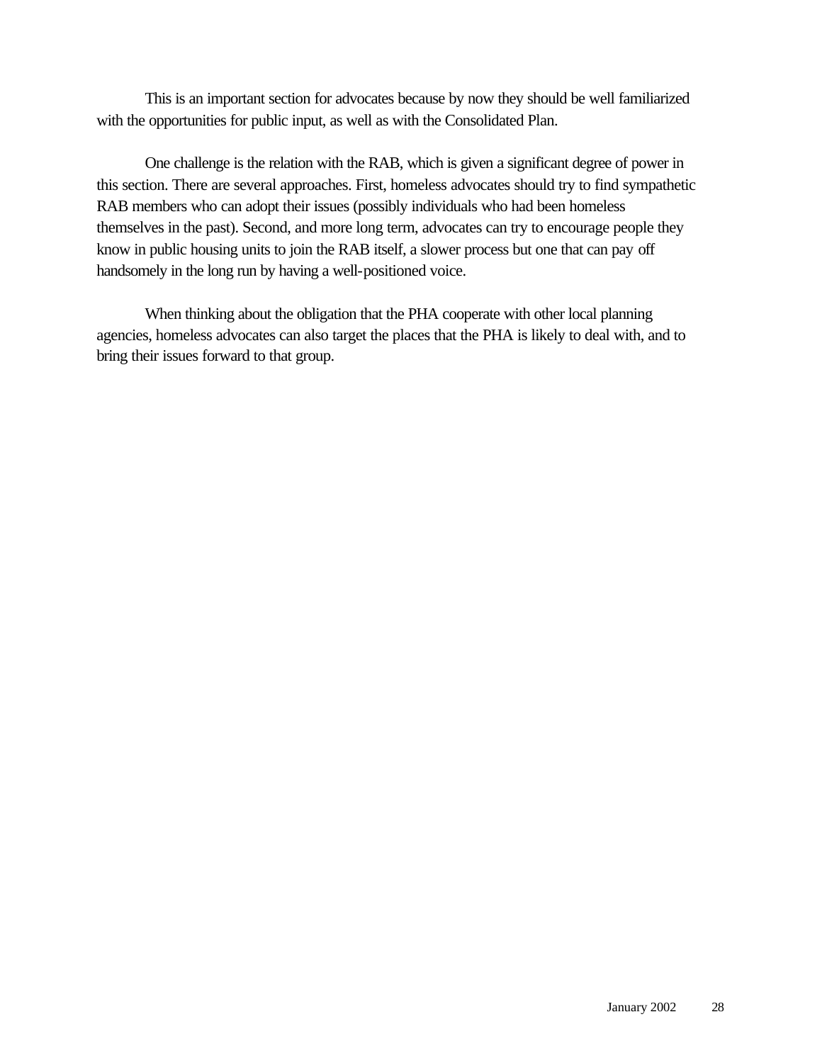This is an important section for advocates because by now they should be well familiarized with the opportunities for public input, as well as with the Consolidated Plan.

One challenge is the relation with the RAB, which is given a significant degree of power in this section. There are several approaches. First, homeless advocates should try to find sympathetic RAB members who can adopt their issues (possibly individuals who had been homeless themselves in the past). Second, and more long term, advocates can try to encourage people they know in public housing units to join the RAB itself, a slower process but one that can pay off handsomely in the long run by having a well-positioned voice.

When thinking about the obligation that the PHA cooperate with other local planning agencies, homeless advocates can also target the places that the PHA is likely to deal with, and to bring their issues forward to that group.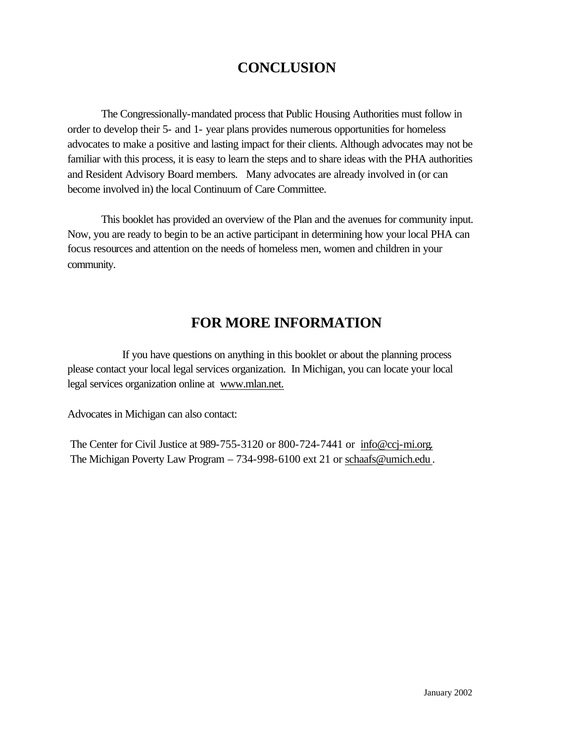# CONCLUSION

The Congressionally-mandated process that Public Housing Authorities must follow in order to develop their 5- and 1- year plans provides numerous opportunities for homeless advocates to make a positive and lasting impact for their clients. Although advocates may not be familiar with this process, it is easy to learn the steps and to share ideas with the PHA authorities and Resident Advisory Board members. Many advocates are already involved in (or can become involved in) the local Continuum of Care Committee.

This booklet has provided an overview of the Plan and the avenues for community input. Now, you are ready to begin to be an active participant in determining how your local PHA can focus resources and attention on the needs of homeless men, women and children in your community.

# FOR MORE INFORMATION

If you have questions on anything in this booklet or about the planning process please contact your local legal services organization. In Michigan, you can locate your local legal services organization online at www.mlan.net.

Advocates in Michigan can also contact:

The Center for Civil Justice at 989-755-3120 or 800-724-7441 or info@ccj-mi.org.
The Michigan Poverty Law Program – 734-998-6100 ext 21 or schaafs@umich.edu.

January 2002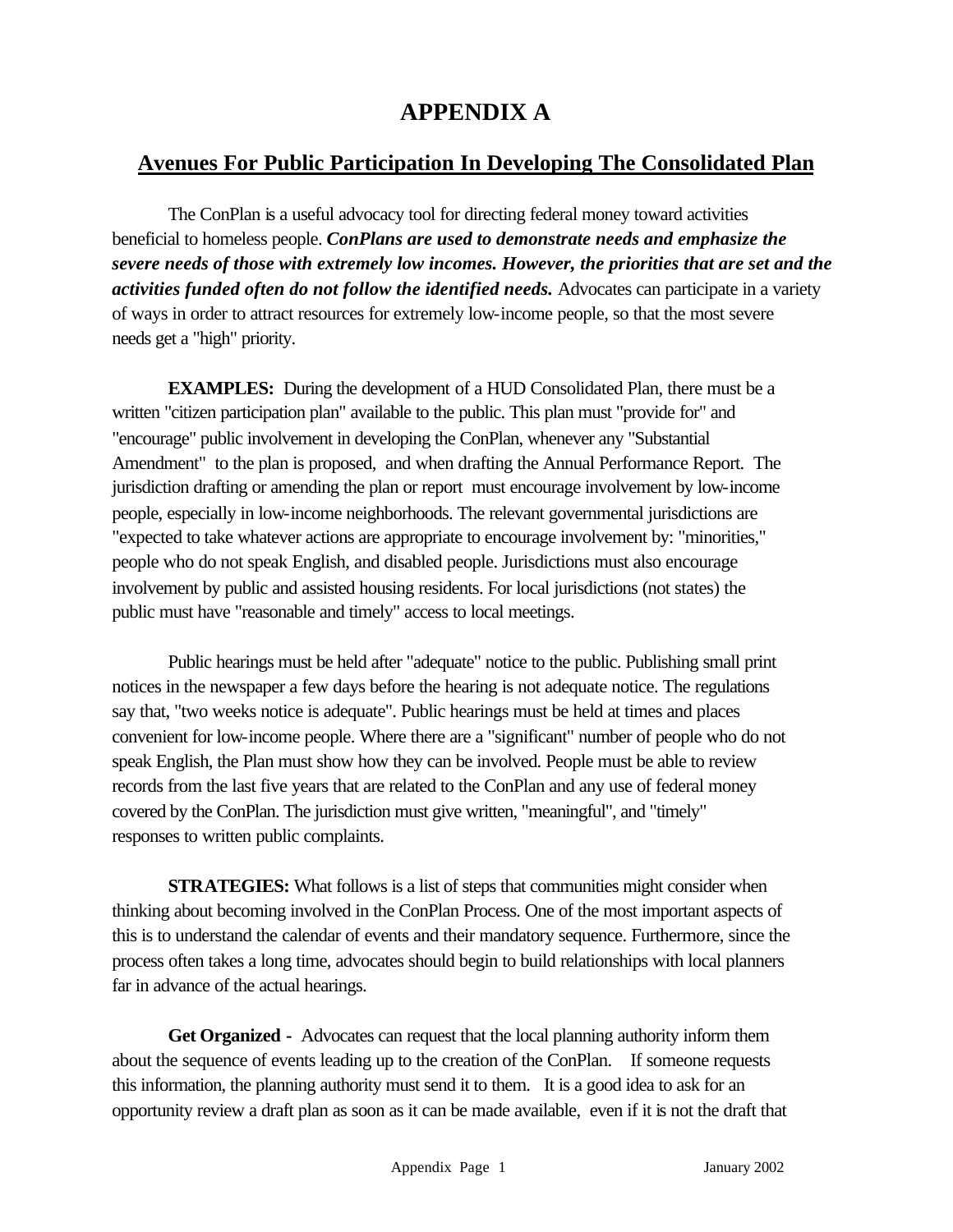# APPENDIX A

## Avenues For Public Participation In Developing The Consolidated Plan

The ConPlan is a useful advocacy tool for directing federal money toward activities beneficial to homeless people. ***ConPlans are used to demonstrate needs and emphasize the severe needs of those with extremely low incomes. However, the priorities that are set and the activities funded often do not follow the identified needs.*** Advocates can participate in a variety of ways in order to attract resources for extremely low-income people, so that the most severe needs get a "high" priority.

**EXAMPLES:** During the development of a HUD Consolidated Plan, there must be a written "citizen participation plan" available to the public. This plan must "provide for" and "encourage" public involvement in developing the ConPlan, whenever any "Substantial Amendment" to the plan is proposed, and when drafting the Annual Performance Report. The jurisdiction drafting or amending the plan or report must encourage involvement by low-income people, especially in low-income neighborhoods. The relevant governmental jurisdictions are "expected to take whatever actions are appropriate to encourage involvement by: "minorities," people who do not speak English, and disabled people. Jurisdictions must also encourage involvement by public and assisted housing residents. For local jurisdictions (not states) the public must have "reasonable and timely" access to local meetings.

Public hearings must be held after "adequate" notice to the public. Publishing small print notices in the newspaper a few days before the hearing is not adequate notice. The regulations say that, "two weeks notice is adequate". Public hearings must be held at times and places convenient for low-income people. Where there are a "significant" number of people who do not speak English, the Plan must show how they can be involved. People must be able to review records from the last five years that are related to the ConPlan and any use of federal money covered by the ConPlan. The jurisdiction must give written, "meaningful", and "timely" responses to written public complaints.

**STRATEGIES:** What follows is a list of steps that communities might consider when thinking about becoming involved in the ConPlan Process. One of the most important aspects of this is to understand the calendar of events and their mandatory sequence. Furthermore, since the process often takes a long time, advocates should begin to build relationships with local planners far in advance of the actual hearings.

**Get Organized -** Advocates can request that the local planning authority inform them about the sequence of events leading up to the creation of the ConPlan. If someone requests this information, the planning authority must send it to them. It is a good idea to ask for an opportunity review a draft plan as soon as it can be made available, even if it is not the draft that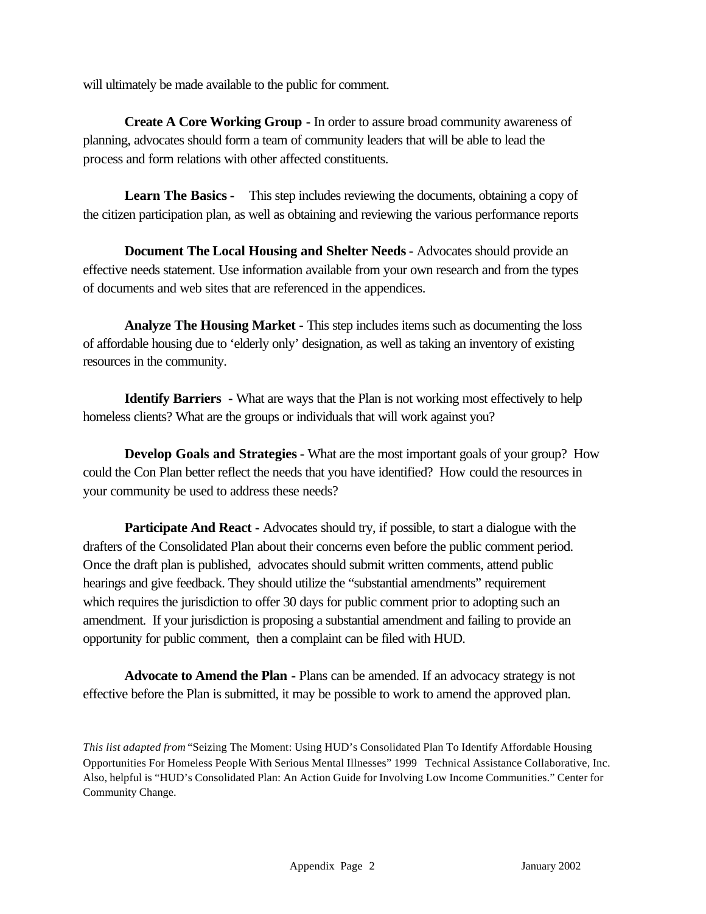will ultimately be made available to the public for comment.

**Create A Core Working Group** - In order to assure broad community awareness of planning, advocates should form a team of community leaders that will be able to lead the process and form relations with other affected constituents.

**Learn The Basics** - This step includes reviewing the documents, obtaining a copy of the citizen participation plan, as well as obtaining and reviewing the various performance reports

**Document The Local Housing and Shelter Needs** - Advocates should provide an effective needs statement. Use information available from your own research and from the types of documents and web sites that are referenced in the appendices.

**Analyze The Housing Market** - This step includes items such as documenting the loss of affordable housing due to 'elderly only' designation, as well as taking an inventory of existing resources in the community.

**Identify Barriers** - What are ways that the Plan is not working most effectively to help homeless clients? What are the groups or individuals that will work against you?

**Develop Goals and Strategies** - What are the most important goals of your group? How could the Con Plan better reflect the needs that you have identified? How could the resources in your community be used to address these needs?

**Participate And React** - Advocates should try, if possible, to start a dialogue with the drafters of the Consolidated Plan about their concerns even before the public comment period. Once the draft plan is published, advocates should submit written comments, attend public hearings and give feedback. They should utilize the "substantial amendments" requirement which requires the jurisdiction to offer 30 days for public comment prior to adopting such an amendment. If your jurisdiction is proposing a substantial amendment and failing to provide an opportunity for public comment, then a complaint can be filed with HUD.

**Advocate to Amend the Plan** - Plans can be amended. If an advocacy strategy is not effective before the Plan is submitted, it may be possible to work to amend the approved plan.

*This list adapted from* "Seizing The Moment: Using HUD's Consolidated Plan To Identify Affordable Housing Opportunities For Homeless People With Serious Mental Illnesses" 1999 Technical Assistance Collaborative, Inc. Also, helpful is "HUD's Consolidated Plan: An Action Guide for Involving Low Income Communities." Center for Community Change.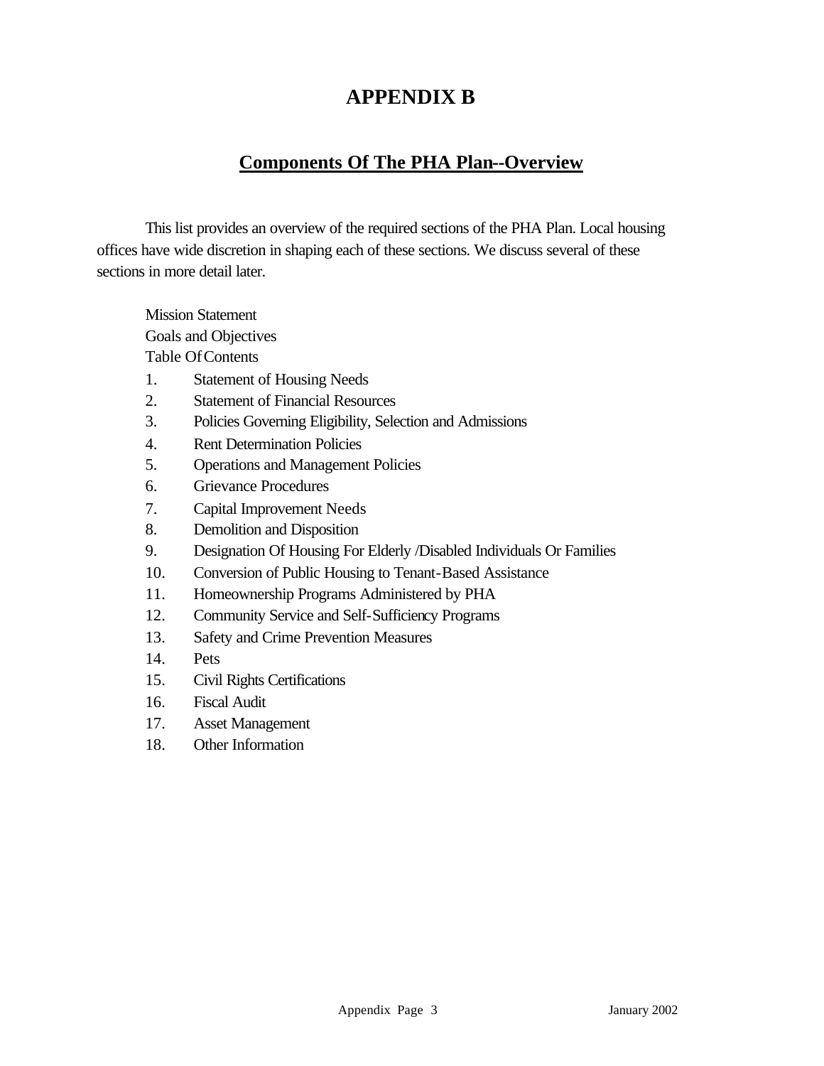# APPENDIX B

## Components Of The PHA Plan--Overview

This list provides an overview of the required sections of the PHA Plan. Local housing offices have wide discretion in shaping each of these sections. We discuss several of these sections in more detail later.

Mission Statement
Goals and Objectives
Table Of Contents

1. Statement of Housing Needs
2. Statement of Financial Resources
3. Policies Governing Eligibility, Selection and Admissions
4. Rent Determination Policies
5. Operations and Management Policies
6. Grievance Procedures
7. Capital Improvement Needs
8. Demolition and Disposition
9. Designation Of Housing For Elderly /Disabled Individuals Or Families
10. Conversion of Public Housing to Tenant-Based Assistance
11. Homeownership Programs Administered by PHA
12. Community Service and Self-Sufficiency Programs
13. Safety and Crime Prevention Measures
14. Pets
15. Civil Rights Certifications
16. Fiscal Audit
17. Asset Management
18. Other Information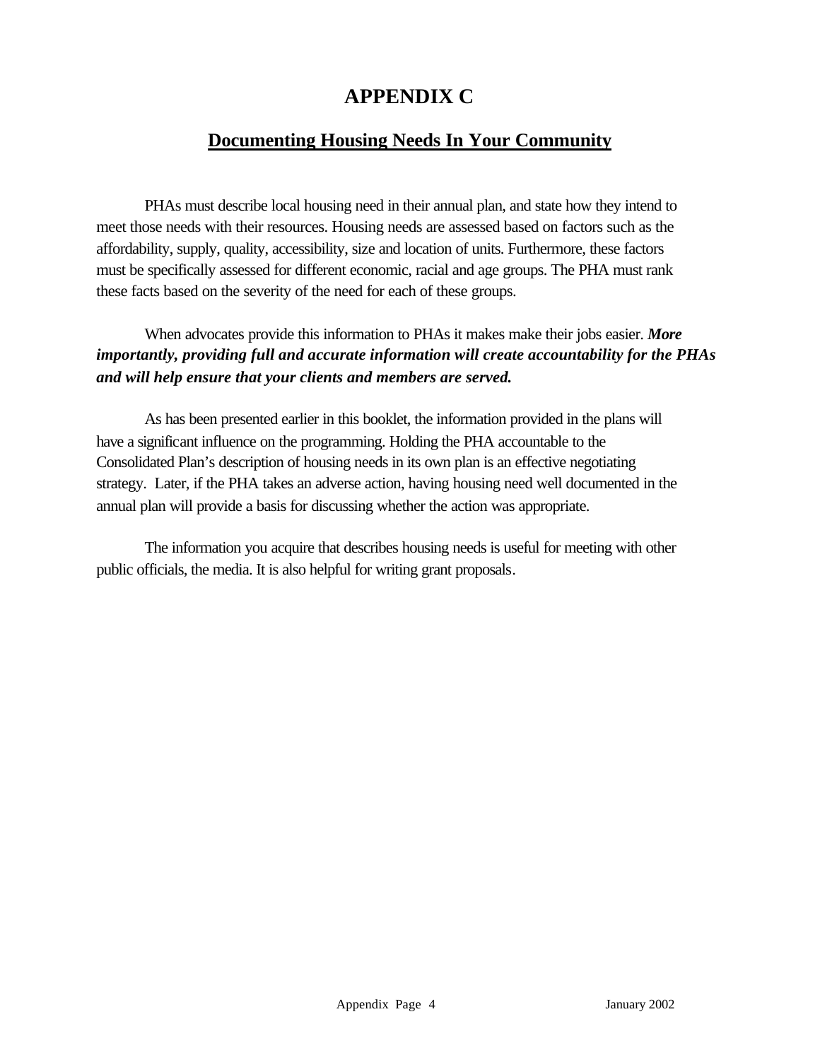# APPENDIX C

## Documenting Housing Needs In Your Community

PHAs must describe local housing need in their annual plan, and state how they intend to meet those needs with their resources. Housing needs are assessed based on factors such as the affordability, supply, quality, accessibility, size and location of units. Furthermore, these factors must be specifically assessed for different economic, racial and age groups. The PHA must rank these facts based on the severity of the need for each of these groups.

When advocates provide this information to PHAs it makes make their jobs easier. ***More importantly, providing full and accurate information will create accountability for the PHAs and will help ensure that your clients and members are served.***

As has been presented earlier in this booklet, the information provided in the plans will have a significant influence on the programming. Holding the PHA accountable to the Consolidated Plan's description of housing needs in its own plan is an effective negotiating strategy. Later, if the PHA takes an adverse action, having housing need well documented in the annual plan will provide a basis for discussing whether the action was appropriate.

The information you acquire that describes housing needs is useful for meeting with other public officials, the media. It is also helpful for writing grant proposals.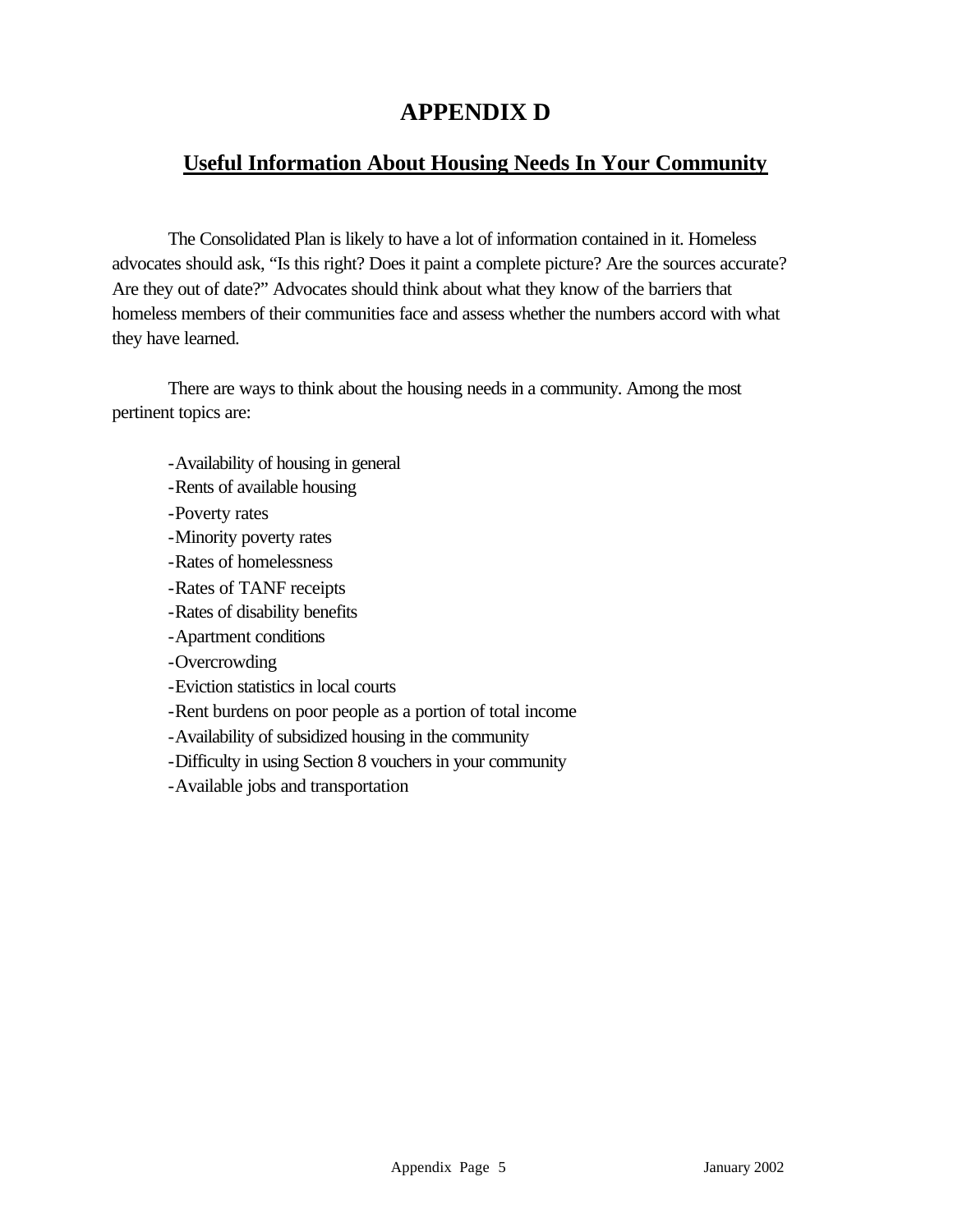# APPENDIX D

## Useful Information About Housing Needs In Your Community

The Consolidated Plan is likely to have a lot of information contained in it. Homeless advocates should ask, "Is this right? Does it paint a complete picture? Are the sources accurate? Are they out of date?" Advocates should think about what they know of the barriers that homeless members of their communities face and assess whether the numbers accord with what they have learned.

There are ways to think about the housing needs in a community. Among the most pertinent topics are:

- Availability of housing in general
- Rents of available housing
- Poverty rates
- Minority poverty rates
- Rates of homelessness
- Rates of TANF receipts
- Rates of disability benefits
- Apartment conditions
- Overcrowding
- Eviction statistics in local courts
- Rent burdens on poor people as a portion of total income
- Availability of subsidized housing in the community
- Difficulty in using Section 8 vouchers in your community
- Available jobs and transportation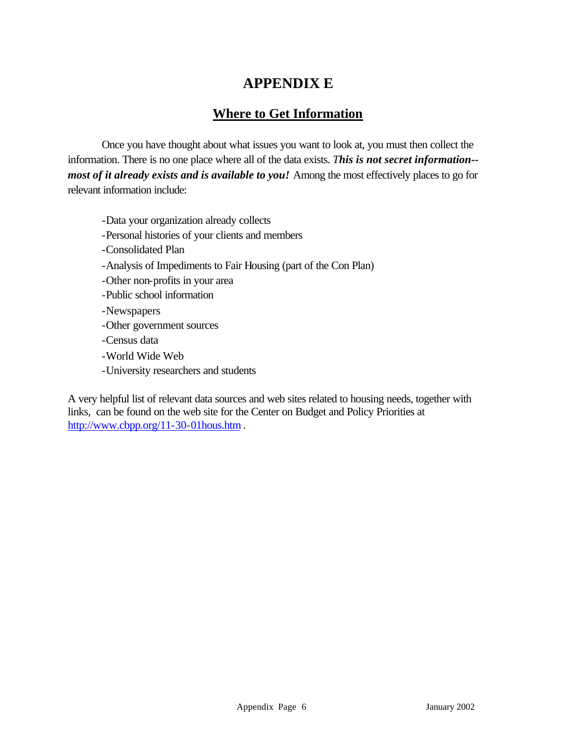# APPENDIX E

## Where to Get Information

Once you have thought about what issues you want to look at, you must then collect the information. There is no one place where all of the data exists. ***This is not secret information--most of it already exists and is available to you!*** Among the most effectively places to go for relevant information include:

- -Data your organization already collects
- -Personal histories of your clients and members
- -Consolidated Plan
- -Analysis of Impediments to Fair Housing (part of the Con Plan)
- -Other non-profits in your area
- -Public school information
- -Newspapers
- -Other government sources
- -Census data
- -World Wide Web
- -University researchers and students

A very helpful list of relevant data sources and web sites related to housing needs, together with links, can be found on the web site for the Center on Budget and Policy Priorities at http://www.cbpp.org/11-30-01hous.htm .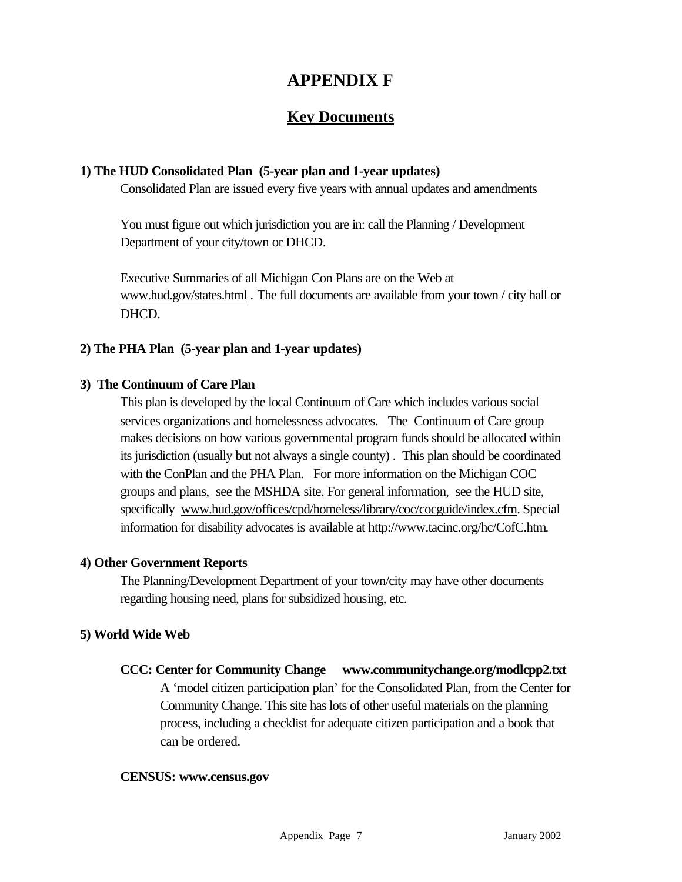# APPENDIX F

## Key Documents

**1) The HUD Consolidated Plan (5-year plan and 1-year updates)**

Consolidated Plan are issued every five years with annual updates and amendments

You must figure out which jurisdiction you are in: call the Planning / Development Department of your city/town or DHCD.

Executive Summaries of all Michigan Con Plans are on the Web at www.hud.gov/states.html . The full documents are available from your town / city hall or DHCD.

**2) The PHA Plan (5-year plan and 1-year updates)**

**3) The Continuum of Care Plan**

This plan is developed by the local Continuum of Care which includes various social services organizations and homelessness advocates. The Continuum of Care group makes decisions on how various governmental program funds should be allocated within its jurisdiction (usually but not always a single county) . This plan should be coordinated with the ConPlan and the PHA Plan. For more information on the Michigan COC groups and plans, see the MSHDA site. For general information, see the HUD site, specifically www.hud.gov/offices/cpd/homeless/library/coc/cocguide/index.cfm. Special information for disability advocates is available at http://www.tacinc.org/hc/CofC.htm.

**4) Other Government Reports**

The Planning/Development Department of your town/city may have other documents regarding housing need, plans for subsidized housing, etc.

**5) World Wide Web**

**CCC: Center for Community Change www.communitychange.org/modlcpp2.txt**

A 'model citizen participation plan' for the Consolidated Plan, from the Center for Community Change. This site has lots of other useful materials on the planning process, including a checklist for adequate citizen participation and a book that can be ordered.

**CENSUS: www.census.gov**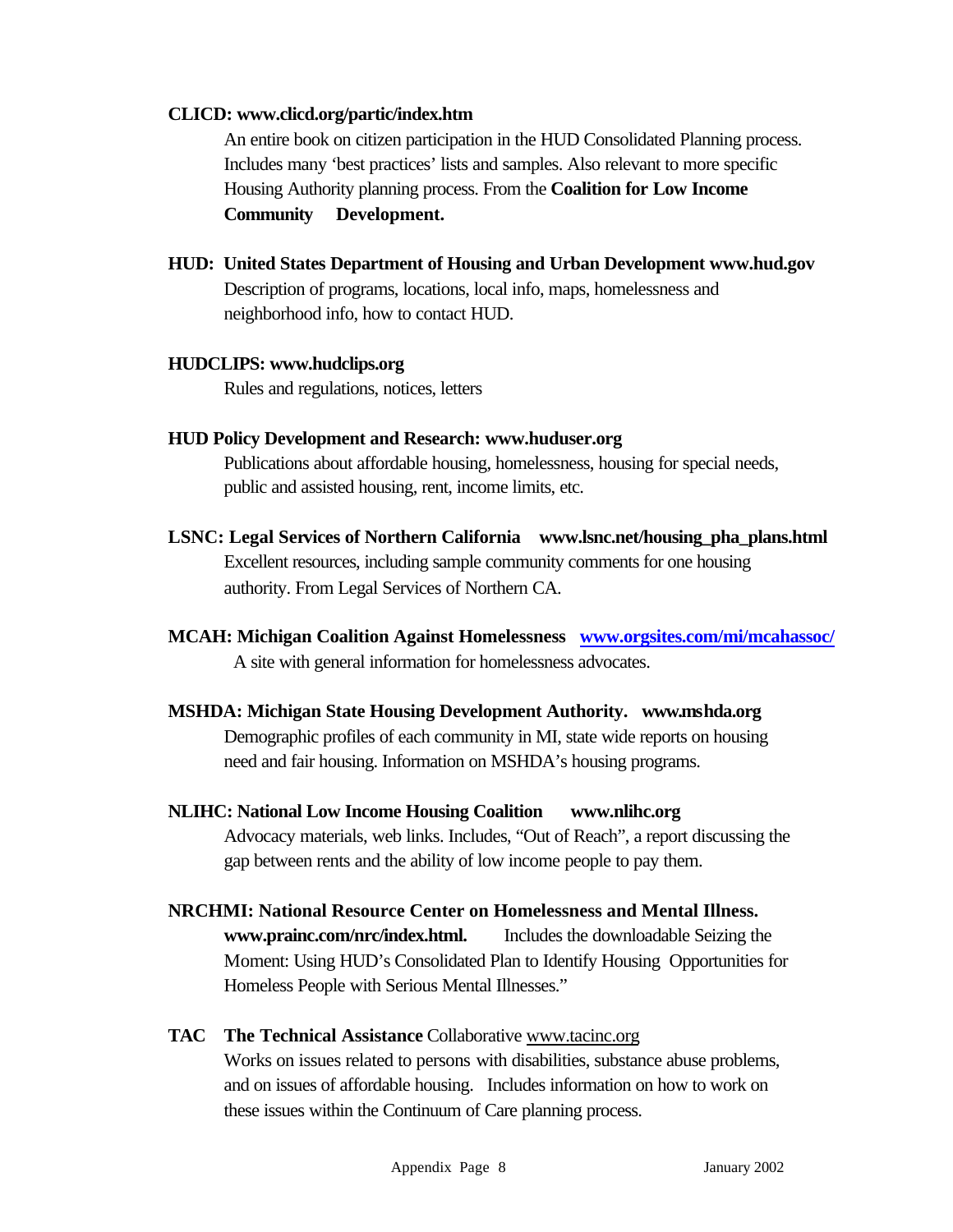**CLICD: www.clicd.org/partic/index.htm**

An entire book on citizen participation in the HUD Consolidated Planning process. Includes many 'best practices' lists and samples. Also relevant to more specific Housing Authority planning process. From the **Coalition for Low Income Community Development.**

**HUD: United States Department of Housing and Urban Development www.hud.gov**

Description of programs, locations, local info, maps, homelessness and neighborhood info, how to contact HUD.

**HUDCLIPS: www.hudclips.org**

Rules and regulations, notices, letters

**HUD Policy Development and Research: www.huduser.org**

Publications about affordable housing, homelessness, housing for special needs, public and assisted housing, rent, income limits, etc.

**LSNC: Legal Services of Northern California www.lsnc.net/housing_pha_plans.html**

Excellent resources, including sample community comments for one housing authority. From Legal Services of Northern CA.

**MCAH: Michigan Coalition Against Homelessness [www.orgsites.com/mi/mcahassoc/](www.orgsites.com/mi/mcahassoc/)**

A site with general information for homelessness advocates.

**MSHDA: Michigan State Housing Development Authority. www.mshda.org**

Demographic profiles of each community in MI, state wide reports on housing need and fair housing. Information on MSHDA's housing programs.

**NLIHC: National Low Income Housing Coalition www.nlihc.org**

Advocacy materials, web links. Includes, "Out of Reach", a report discussing the gap between rents and the ability of low income people to pay them.

**NRCHMI: National Resource Center on Homelessness and Mental Illness. www.prainc.com/nrc/index.html.** Includes the downloadable Seizing the Moment: Using HUD's Consolidated Plan to Identify Housing Opportunities for Homeless People with Serious Mental Illnesses."

**TAC The Technical Assistance** Collaborative www.tacinc.org

Works on issues related to persons with disabilities, substance abuse problems, and on issues of affordable housing. Includes information on how to work on these issues within the Continuum of Care planning process.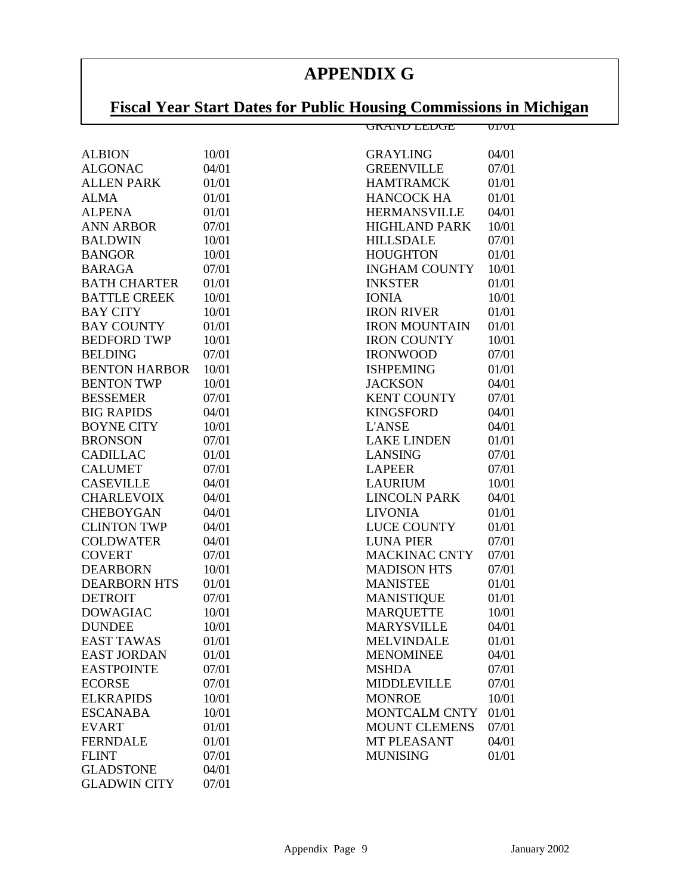# APPENDIX G

## Fiscal Year Start Dates for Public Housing Commissions in Michigan

| Commission | Start Date |
|---|---|
| ALBION | 10/01 |
| ALGONAC | 04/01 |
| ALLEN PARK | 01/01 |
| ALMA | 01/01 |
| ALPENA | 01/01 |
| ANN ARBOR | 07/01 |
| BALDWIN | 10/01 |
| BANGOR | 10/01 |
| BARAGA | 07/01 |
| BATH CHARTER | 01/01 |
| BATTLE CREEK | 10/01 |
| BAY CITY | 10/01 |
| BAY COUNTY | 01/01 |
| BEDFORD TWP | 10/01 |
| BELDING | 07/01 |
| BENTON HARBOR | 10/01 |
| BENTON TWP | 10/01 |
| BESSEMER | 07/01 |
| BIG RAPIDS | 04/01 |
| BOYNE CITY | 10/01 |
| BRONSON | 07/01 |
| CADILLAC | 01/01 |
| CALUMET | 07/01 |
| CASEVILLE | 04/01 |
| CHARLEVOIX | 04/01 |
| CHEBOYGAN | 04/01 |
| CLINTON TWP | 04/01 |
| COLDWATER | 04/01 |
| COVERT | 07/01 |
| DEARBORN | 10/01 |
| DEARBORN HTS | 01/01 |
| DETROIT | 07/01 |
| DOWAGIAC | 10/01 |
| DUNDEE | 10/01 |
| EAST TAWAS | 01/01 |
| EAST JORDAN | 01/01 |
| EASTPOINTE | 07/01 |
| ECORSE | 07/01 |
| ELKRAPIDS | 10/01 |
| ESCANABA | 10/01 |
| EVART | 01/01 |
| FERNDALE | 01/01 |
| FLINT | 07/01 |
| GLADSTONE | 04/01 |
| GLADWIN CITY | 07/01 |
| GRAND LEDGE | 01/01 |
| GRAYLING | 04/01 |
| GREENVILLE | 07/01 |
| HAMTRAMCK | 01/01 |
| HANCOCK HA | 01/01 |
| HERMANSVILLE | 04/01 |
| HIGHLAND PARK | 10/01 |
| HILLSDALE | 07/01 |
| HOUGHTON | 01/01 |
| INGHAM COUNTY | 10/01 |
| INKSTER | 01/01 |
| IONIA | 10/01 |
| IRON RIVER | 01/01 |
| IRON MOUNTAIN | 01/01 |
| IRON COUNTY | 10/01 |
| IRONWOOD | 07/01 |
| ISHPEMING | 01/01 |
| JACKSON | 04/01 |
| KENT COUNTY | 07/01 |
| KINGSFORD | 04/01 |
| L'ANSE | 04/01 |
| LAKE LINDEN | 01/01 |
| LANSING | 07/01 |
| LAPEER | 07/01 |
| LAURIUM | 10/01 |
| LINCOLN PARK | 04/01 |
| LIVONIA | 01/01 |
| LUCE COUNTY | 01/01 |
| LUNA PIER | 07/01 |
| MACKINAC CNTY | 07/01 |
| MADISON HTS | 07/01 |
| MANISTEE | 01/01 |
| MANISTIQUE | 01/01 |
| MARQUETTE | 10/01 |
| MARYSVILLE | 04/01 |
| MELVINDALE | 01/01 |
| MENOMINEE | 04/01 |
| MSHDA | 07/01 |
| MIDDLEVILLE | 07/01 |
| MONROE | 10/01 |
| MONTCALM CNTY | 01/01 |
| MOUNT CLEMENS | 07/01 |
| MT PLEASANT | 04/01 |
| MUNISING | 01/01 |

Appendix Page 9 January 2002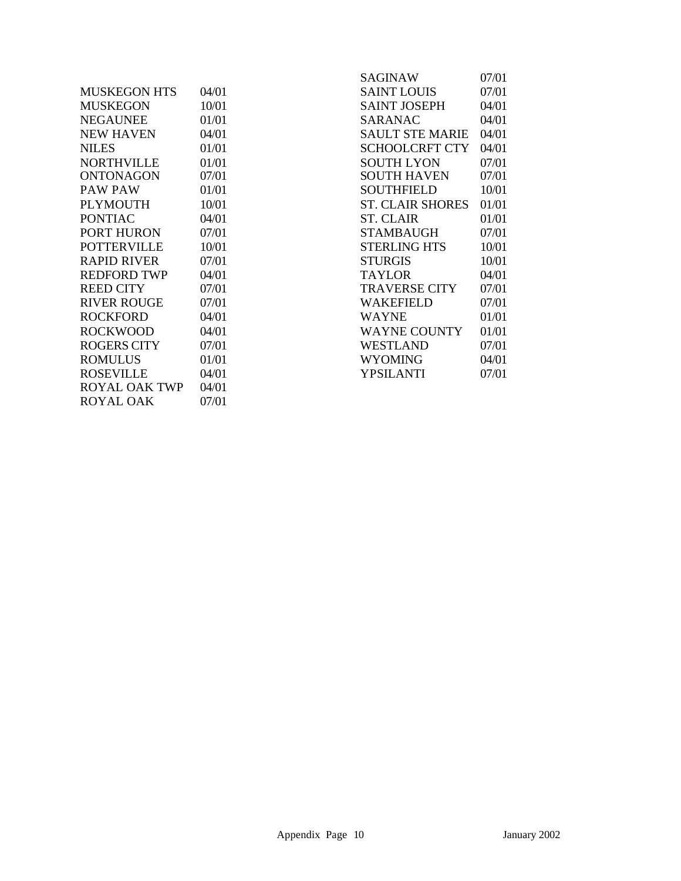| | |
|---|---|
| MUSKEGON HTS | 04/01 |
| MUSKEGON | 10/01 |
| NEGAUNEE | 01/01 |
| NEW HAVEN | 04/01 |
| NILES | 01/01 |
| NORTHVILLE | 01/01 |
| ONTONAGON | 07/01 |
| PAW PAW | 01/01 |
| PLYMOUTH | 10/01 |
| PONTIAC | 04/01 |
| PORT HURON | 07/01 |
| POTTERVILLE | 10/01 |
| RAPID RIVER | 07/01 |
| REDFORD TWP | 04/01 |
| REED CITY | 07/01 |
| RIVER ROUGE | 07/01 |
| ROCKFORD | 04/01 |
| ROCKWOOD | 04/01 |
| ROGERS CITY | 07/01 |
| ROMULUS | 01/01 |
| ROSEVILLE | 04/01 |
| ROYAL OAK TWP | 04/01 |
| ROYAL OAK | 07/01 |
| SAGINAW | 07/01 |
| SAINT LOUIS | 07/01 |
| SAINT JOSEPH | 04/01 |
| SARANAC | 04/01 |
| SAULT STE MARIE | 04/01 |
| SCHOOLCRFT CTY | 04/01 |
| SOUTH LYON | 07/01 |
| SOUTH HAVEN | 07/01 |
| SOUTHFIELD | 10/01 |
| ST. CLAIR SHORES | 01/01 |
| ST. CLAIR | 01/01 |
| STAMBAUGH | 07/01 |
| STERLING HTS | 10/01 |
| STURGIS | 10/01 |
| TAYLOR | 04/01 |
| TRAVERSE CITY | 07/01 |
| WAKEFIELD | 07/01 |
| WAYNE | 01/01 |
| WAYNE COUNTY | 01/01 |
| WESTLAND | 07/01 |
| WYOMING | 04/01 |
| YPSILANTI | 07/01 |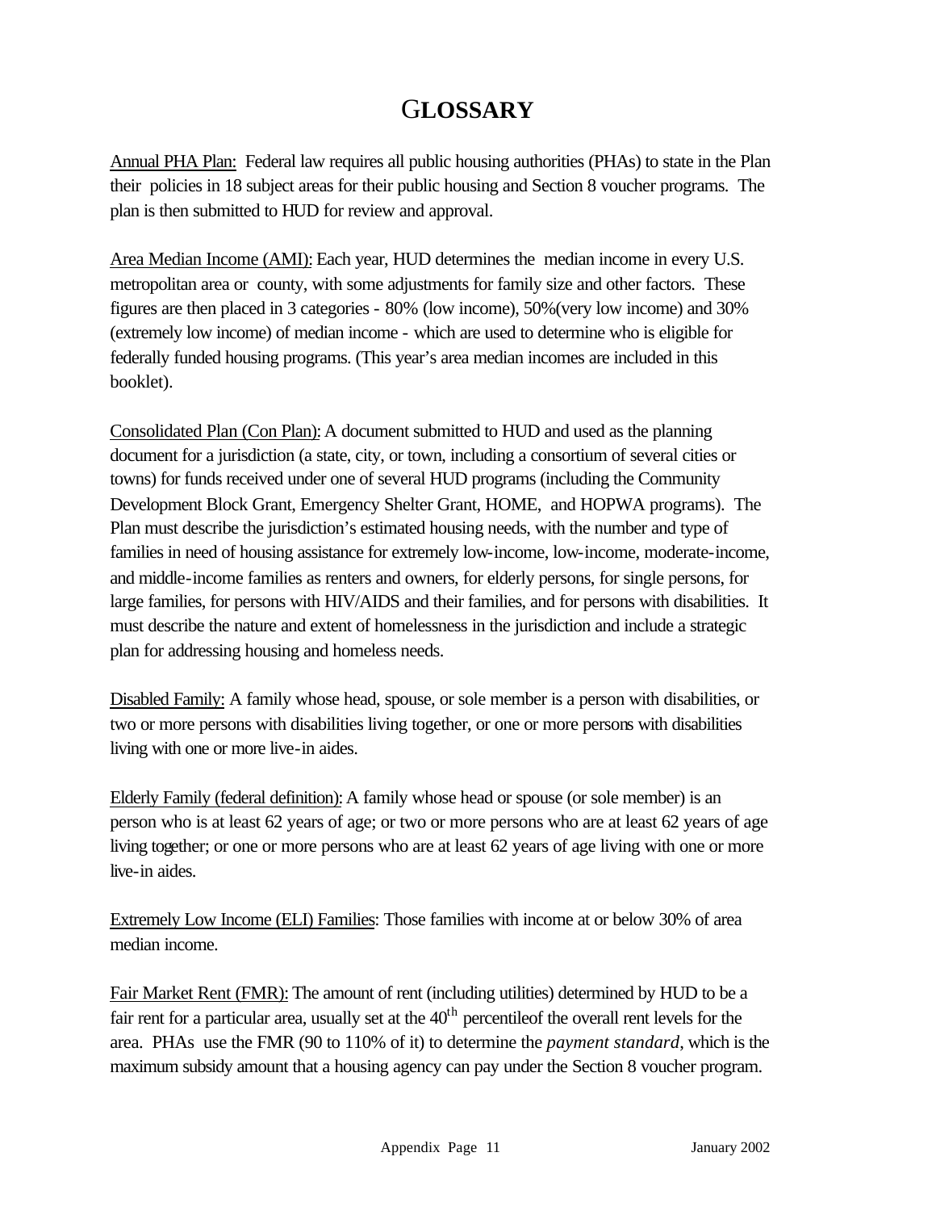# GLOSSARY

Annual PHA Plan: Federal law requires all public housing authorities (PHAs) to state in the Plan their policies in 18 subject areas for their public housing and Section 8 voucher programs. The plan is then submitted to HUD for review and approval.

Area Median Income (AMI): Each year, HUD determines the median income in every U.S. metropolitan area or county, with some adjustments for family size and other factors. These figures are then placed in 3 categories - 80% (low income), 50%(very low income) and 30% (extremely low income) of median income - which are used to determine who is eligible for federally funded housing programs. (This year's area median incomes are included in this booklet).

Consolidated Plan (Con Plan): A document submitted to HUD and used as the planning document for a jurisdiction (a state, city, or town, including a consortium of several cities or towns) for funds received under one of several HUD programs (including the Community Development Block Grant, Emergency Shelter Grant, HOME, and HOPWA programs). The Plan must describe the jurisdiction's estimated housing needs, with the number and type of families in need of housing assistance for extremely low-income, low-income, moderate-income, and middle-income families as renters and owners, for elderly persons, for single persons, for large families, for persons with HIV/AIDS and their families, and for persons with disabilities. It must describe the nature and extent of homelessness in the jurisdiction and include a strategic plan for addressing housing and homeless needs.

Disabled Family: A family whose head, spouse, or sole member is a person with disabilities, or two or more persons with disabilities living together, or one or more persons with disabilities living with one or more live-in aides.

Elderly Family (federal definition): A family whose head or spouse (or sole member) is an person who is at least 62 years of age; or two or more persons who are at least 62 years of age living together; or one or more persons who are at least 62 years of age living with one or more live-in aides.

Extremely Low Income (ELI) Families: Those families with income at or below 30% of area median income.

Fair Market Rent (FMR): The amount of rent (including utilities) determined by HUD to be a fair rent for a particular area, usually set at the 40th percentileof the overall rent levels for the area. PHAs use the FMR (90 to 110% of it) to determine the *payment standard*, which is the maximum subsidy amount that a housing agency can pay under the Section 8 voucher program.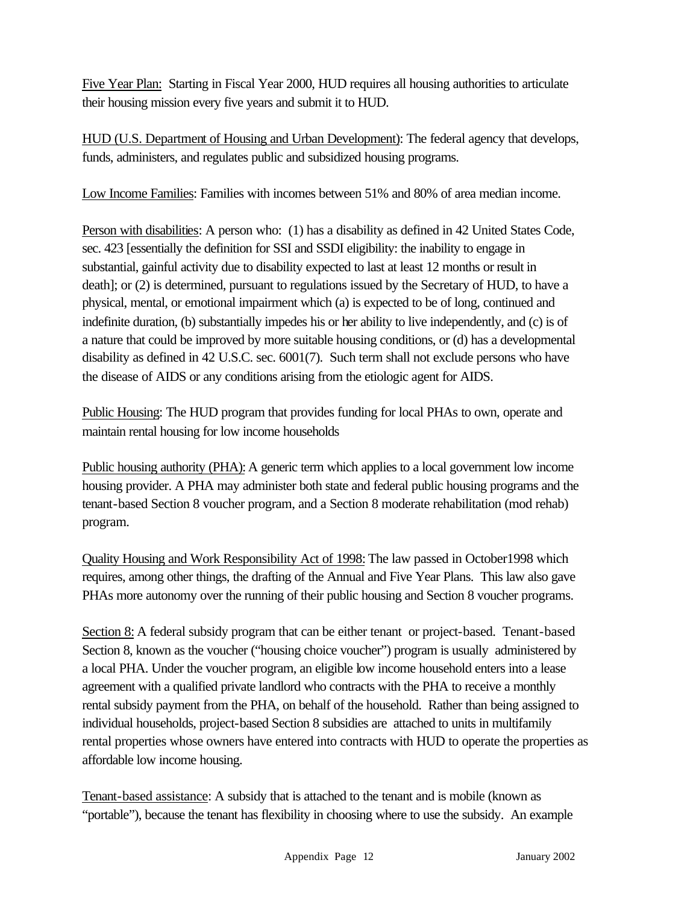Five Year Plan: Starting in Fiscal Year 2000, HUD requires all housing authorities to articulate their housing mission every five years and submit it to HUD.

HUD (U.S. Department of Housing and Urban Development): The federal agency that develops, funds, administers, and regulates public and subsidized housing programs.

Low Income Families: Families with incomes between 51% and 80% of area median income.

Person with disabilities: A person who: (1) has a disability as defined in 42 United States Code, sec. 423 [essentially the definition for SSI and SSDI eligibility: the inability to engage in substantial, gainful activity due to disability expected to last at least 12 months or result in death]; or (2) is determined, pursuant to regulations issued by the Secretary of HUD, to have a physical, mental, or emotional impairment which (a) is expected to be of long, continued and indefinite duration, (b) substantially impedes his or her ability to live independently, and (c) is of a nature that could be improved by more suitable housing conditions, or (d) has a developmental disability as defined in 42 U.S.C. sec. 6001(7). Such term shall not exclude persons who have the disease of AIDS or any conditions arising from the etiologic agent for AIDS.

Public Housing: The HUD program that provides funding for local PHAs to own, operate and maintain rental housing for low income households

Public housing authority (PHA): A generic term which applies to a local government low income housing provider. A PHA may administer both state and federal public housing programs and the tenant-based Section 8 voucher program, and a Section 8 moderate rehabilitation (mod rehab) program.

Quality Housing and Work Responsibility Act of 1998: The law passed in October1998 which requires, among other things, the drafting of the Annual and Five Year Plans. This law also gave PHAs more autonomy over the running of their public housing and Section 8 voucher programs.

Section 8: A federal subsidy program that can be either tenant or project-based. Tenant-based Section 8, known as the voucher ("housing choice voucher") program is usually administered by a local PHA. Under the voucher program, an eligible low income household enters into a lease agreement with a qualified private landlord who contracts with the PHA to receive a monthly rental subsidy payment from the PHA, on behalf of the household. Rather than being assigned to individual households, project-based Section 8 subsidies are attached to units in multifamily rental properties whose owners have entered into contracts with HUD to operate the properties as affordable low income housing.

Tenant-based assistance: A subsidy that is attached to the tenant and is mobile (known as "portable"), because the tenant has flexibility in choosing where to use the subsidy. An example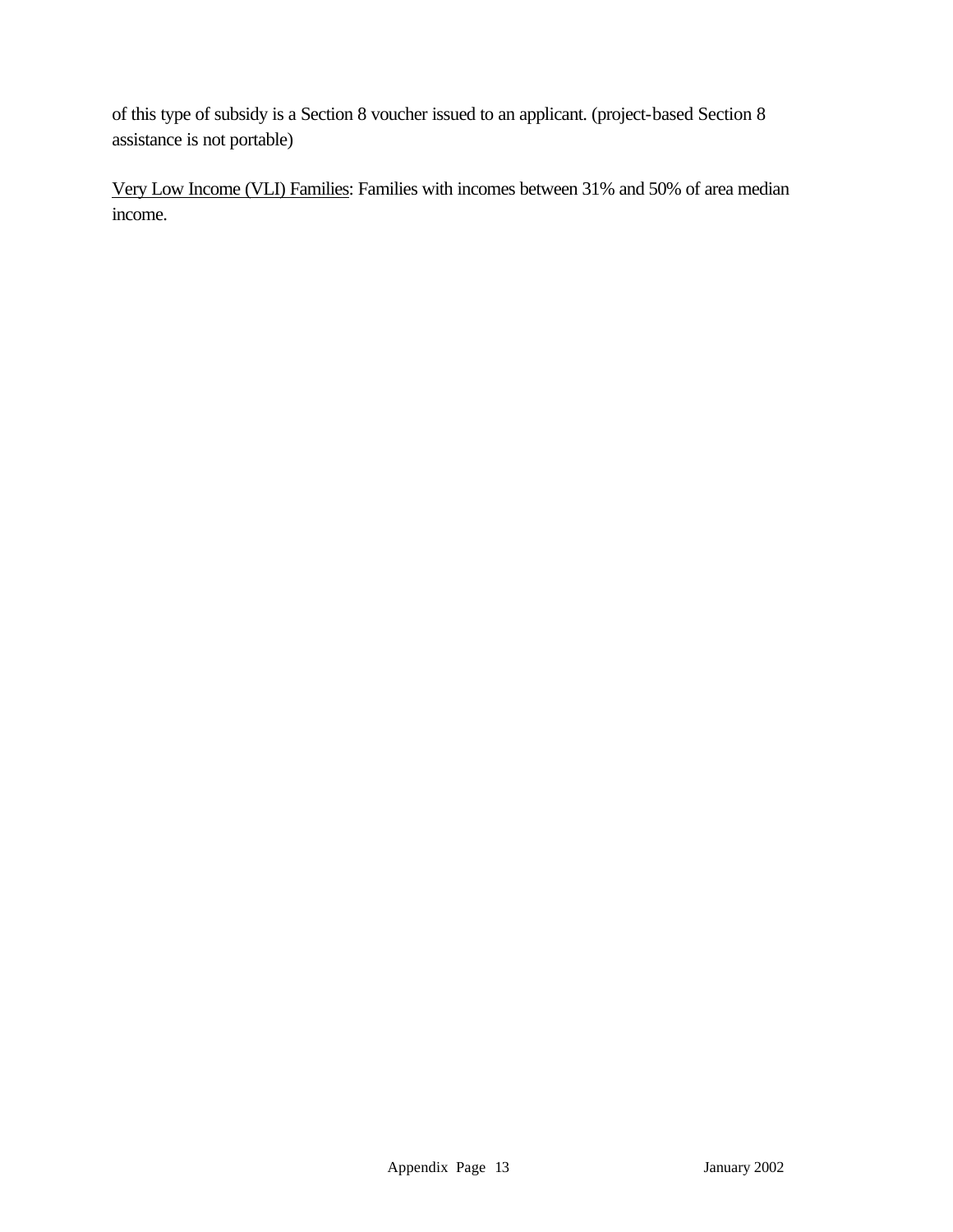of this type of subsidy is a Section 8 voucher issued to an applicant. (project-based Section 8 assistance is not portable)

<u>Very Low Income (VLI) Families</u>: Families with incomes between 31% and 50% of area median income.